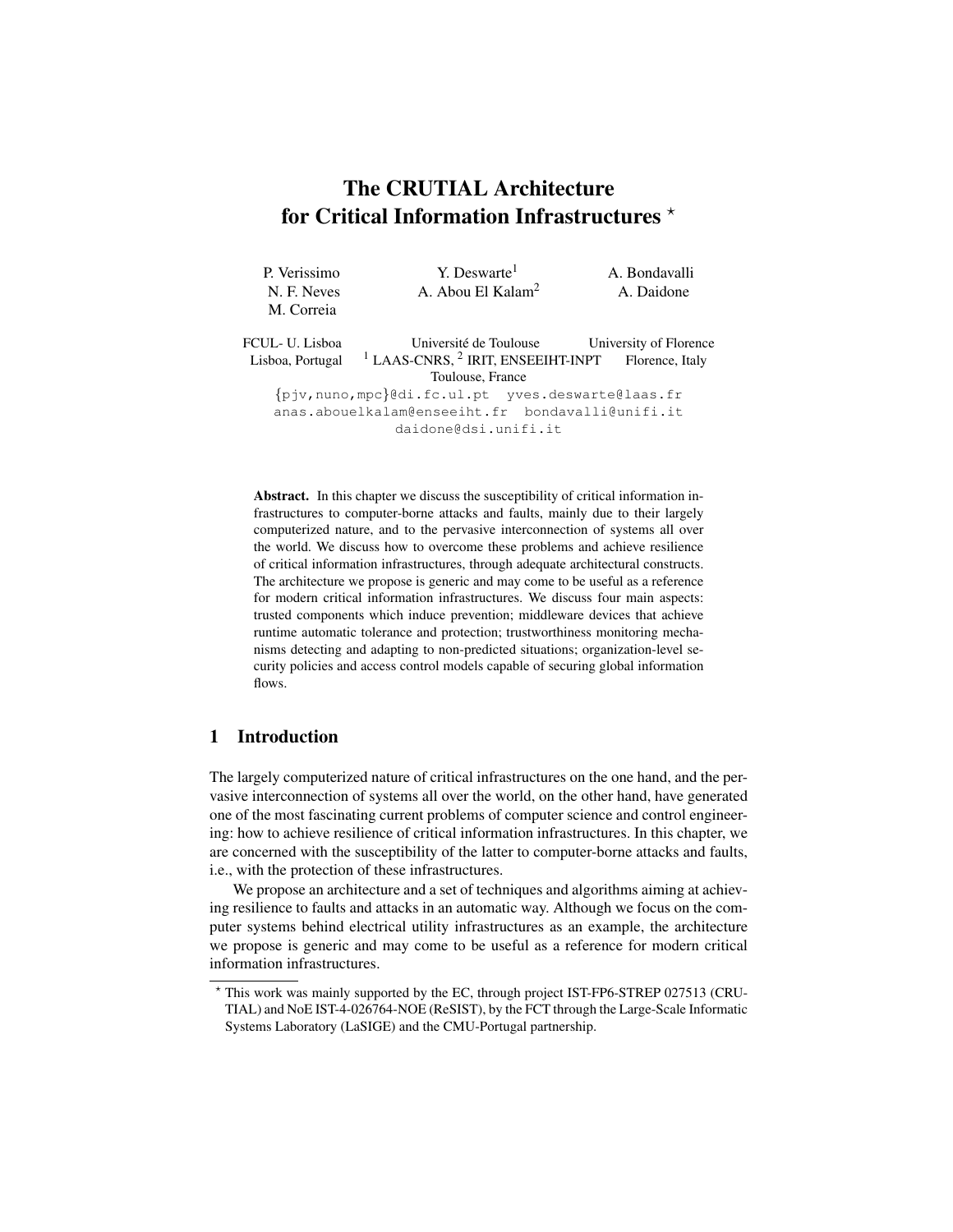# The CRUTIAL Architecture for Critical Information Infrastructures *

P. Verissimo
N. F. Neves
M. Correia

Y. Deswarte[1]
A. Abou El Kalam[2]

A. Bondavalli
A. Daidone

FCUL- U. Lisboa
Lisboa, Portugal

Université de Toulouse
[1] LAAS-CNRS, [2] IRIT, ENSEEIHT-INPT
Toulouse, France

University of Florence
Florence, Italy

{pjv,nuno,mpc}@di.fc.ul.pt yves.deswarte@laas.fr
anas.abouelkalam@enseeiht.fr bondavalli@unifi.it
daidone@dsi.unifi.it

**Abstract.** In this chapter we discuss the susceptibility of critical information infrastructures to computer-borne attacks and faults, mainly due to their largely computerized nature, and to the pervasive interconnection of systems all over the world. We discuss how to overcome these problems and achieve resilience of critical information infrastructures, through adequate architectural constructs. The architecture we propose is generic and may come to be useful as a reference for modern critical information infrastructures. We discuss four main aspects: trusted components which induce prevention; middleware devices that achieve runtime automatic tolerance and protection; trustworthiness monitoring mechanisms detecting and adapting to non-predicted situations; organization-level security policies and access control models capable of securing global information flows.

## 1 Introduction

The largely computerized nature of critical infrastructures on the one hand, and the pervasive interconnection of systems all over the world, on the other hand, have generated one of the most fascinating current problems of computer science and control engineering: how to achieve resilience of critical information infrastructures. In this chapter, we are concerned with the susceptibility of the latter to computer-borne attacks and faults, i.e., with the protection of these infrastructures.

We propose an architecture and a set of techniques and algorithms aiming at achieving resilience to faults and attacks in an automatic way. Although we focus on the computer systems behind electrical utility infrastructures as an example, the architecture we propose is generic and may come to be useful as a reference for modern critical information infrastructures.

* This work was mainly supported by the EC, through project IST-FP6-STREP 027513 (CRUTIAL) and NoE IST-4-026764-NOE (ReSIST), by the FCT through the Large-Scale Informatic Systems Laboratory (LaSIGE) and the CMU-Portugal partnership.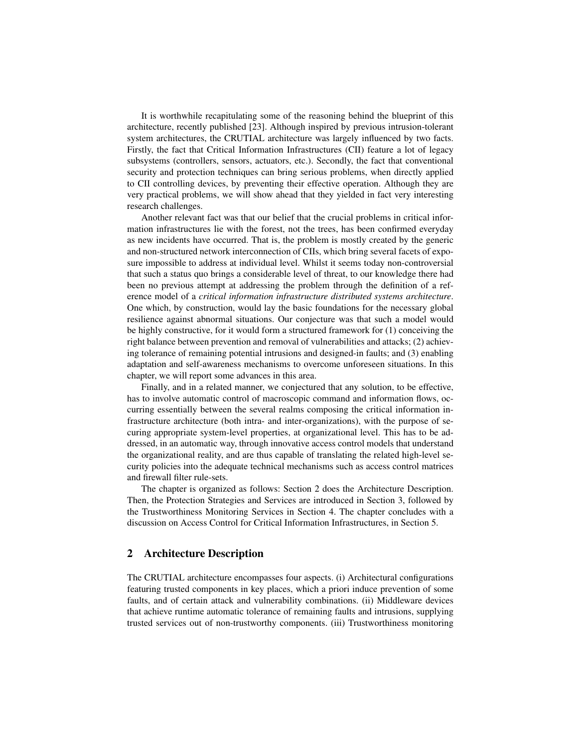It is worthwhile recapitulating some of the reasoning behind the blueprint of this architecture, recently published [23]. Although inspired by previous intrusion-tolerant system architectures, the CRUTIAL architecture was largely influenced by two facts. Firstly, the fact that Critical Information Infrastructures (CII) feature a lot of legacy subsystems (controllers, sensors, actuators, etc.). Secondly, the fact that conventional security and protection techniques can bring serious problems, when directly applied to CII controlling devices, by preventing their effective operation. Although they are very practical problems, we will show ahead that they yielded in fact very interesting research challenges.

Another relevant fact was that our belief that the crucial problems in critical information infrastructures lie with the forest, not the trees, has been confirmed everyday as new incidents have occurred. That is, the problem is mostly created by the generic and non-structured network interconnection of CIIs, which bring several facets of exposure impossible to address at individual level. Whilst it seems today non-controversial that such a status quo brings a considerable level of threat, to our knowledge there had been no previous attempt at addressing the problem through the definition of a reference model of a *critical information infrastructure distributed systems architecture*. One which, by construction, would lay the basic foundations for the necessary global resilience against abnormal situations. Our conjecture was that such a model would be highly constructive, for it would form a structured framework for (1) conceiving the right balance between prevention and removal of vulnerabilities and attacks; (2) achieving tolerance of remaining potential intrusions and designed-in faults; and (3) enabling adaptation and self-awareness mechanisms to overcome unforeseen situations. In this chapter, we will report some advances in this area.

Finally, and in a related manner, we conjectured that any solution, to be effective, has to involve automatic control of macroscopic command and information flows, occurring essentially between the several realms composing the critical information infrastructure architecture (both intra- and inter-organizations), with the purpose of securing appropriate system-level properties, at organizational level. This has to be addressed, in an automatic way, through innovative access control models that understand the organizational reality, and are thus capable of translating the related high-level security policies into the adequate technical mechanisms such as access control matrices and firewall filter rule-sets.

The chapter is organized as follows: Section 2 does the Architecture Description. Then, the Protection Strategies and Services are introduced in Section 3, followed by the Trustworthiness Monitoring Services in Section 4. The chapter concludes with a discussion on Access Control for Critical Information Infrastructures, in Section 5.

## 2 Architecture Description

The CRUTIAL architecture encompasses four aspects. (i) Architectural configurations featuring trusted components in key places, which a priori induce prevention of some faults, and of certain attack and vulnerability combinations. (ii) Middleware devices that achieve runtime automatic tolerance of remaining faults and intrusions, supplying trusted services out of non-trustworthy components. (iii) Trustworthiness monitoring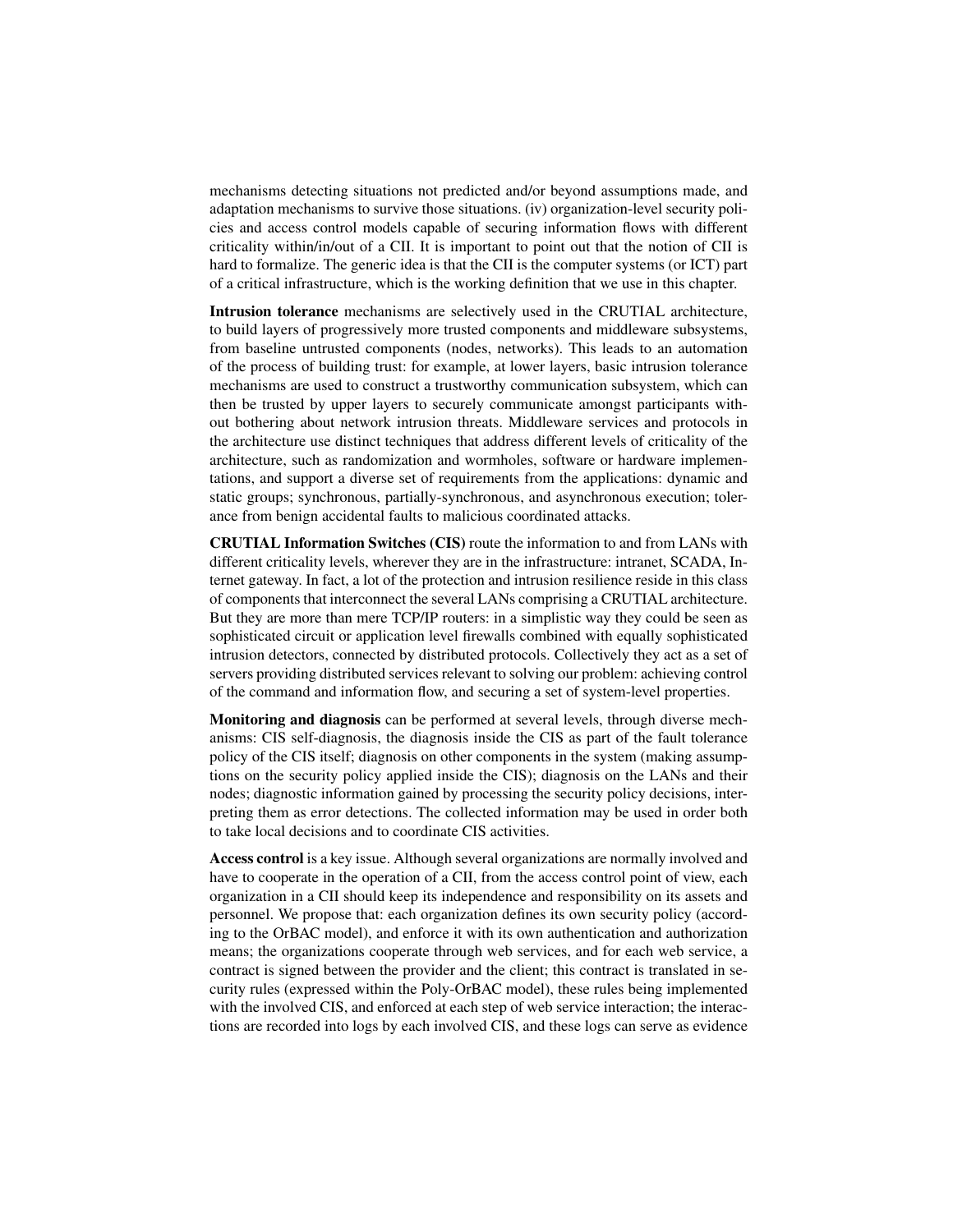mechanisms detecting situations not predicted and/or beyond assumptions made, and adaptation mechanisms to survive those situations. (iv) organization-level security policies and access control models capable of securing information flows with different criticality within/in/out of a CII. It is important to point out that the notion of CII is hard to formalize. The generic idea is that the CII is the computer systems (or ICT) part of a critical infrastructure, which is the working definition that we use in this chapter.

**Intrusion tolerance** mechanisms are selectively used in the CRUTIAL architecture, to build layers of progressively more trusted components and middleware subsystems, from baseline untrusted components (nodes, networks). This leads to an automation of the process of building trust: for example, at lower layers, basic intrusion tolerance mechanisms are used to construct a trustworthy communication subsystem, which can then be trusted by upper layers to securely communicate amongst participants without bothering about network intrusion threats. Middleware services and protocols in the architecture use distinct techniques that address different levels of criticality of the architecture, such as randomization and wormholes, software or hardware implementations, and support a diverse set of requirements from the applications: dynamic and static groups; synchronous, partially-synchronous, and asynchronous execution; tolerance from benign accidental faults to malicious coordinated attacks.

**CRUTIAL Information Switches (CIS)** route the information to and from LANs with different criticality levels, wherever they are in the infrastructure: intranet, SCADA, Internet gateway. In fact, a lot of the protection and intrusion resilience reside in this class of components that interconnect the several LANs comprising a CRUTIAL architecture. But they are more than mere TCP/IP routers: in a simplistic way they could be seen as sophisticated circuit or application level firewalls combined with equally sophisticated intrusion detectors, connected by distributed protocols. Collectively they act as a set of servers providing distributed services relevant to solving our problem: achieving control of the command and information flow, and securing a set of system-level properties.

**Monitoring and diagnosis** can be performed at several levels, through diverse mechanisms: CIS self-diagnosis, the diagnosis inside the CIS as part of the fault tolerance policy of the CIS itself; diagnosis on other components in the system (making assumptions on the security policy applied inside the CIS); diagnosis on the LANs and their nodes; diagnostic information gained by processing the security policy decisions, interpreting them as error detections. The collected information may be used in order both to take local decisions and to coordinate CIS activities.

**Access control** is a key issue. Although several organizations are normally involved and have to cooperate in the operation of a CII, from the access control point of view, each organization in a CII should keep its independence and responsibility on its assets and personnel. We propose that: each organization defines its own security policy (according to the OrBAC model), and enforce it with its own authentication and authorization means; the organizations cooperate through web services, and for each web service, a contract is signed between the provider and the client; this contract is translated in security rules (expressed within the Poly-OrBAC model), these rules being implemented with the involved CIS, and enforced at each step of web service interaction; the interactions are recorded into logs by each involved CIS, and these logs can serve as evidence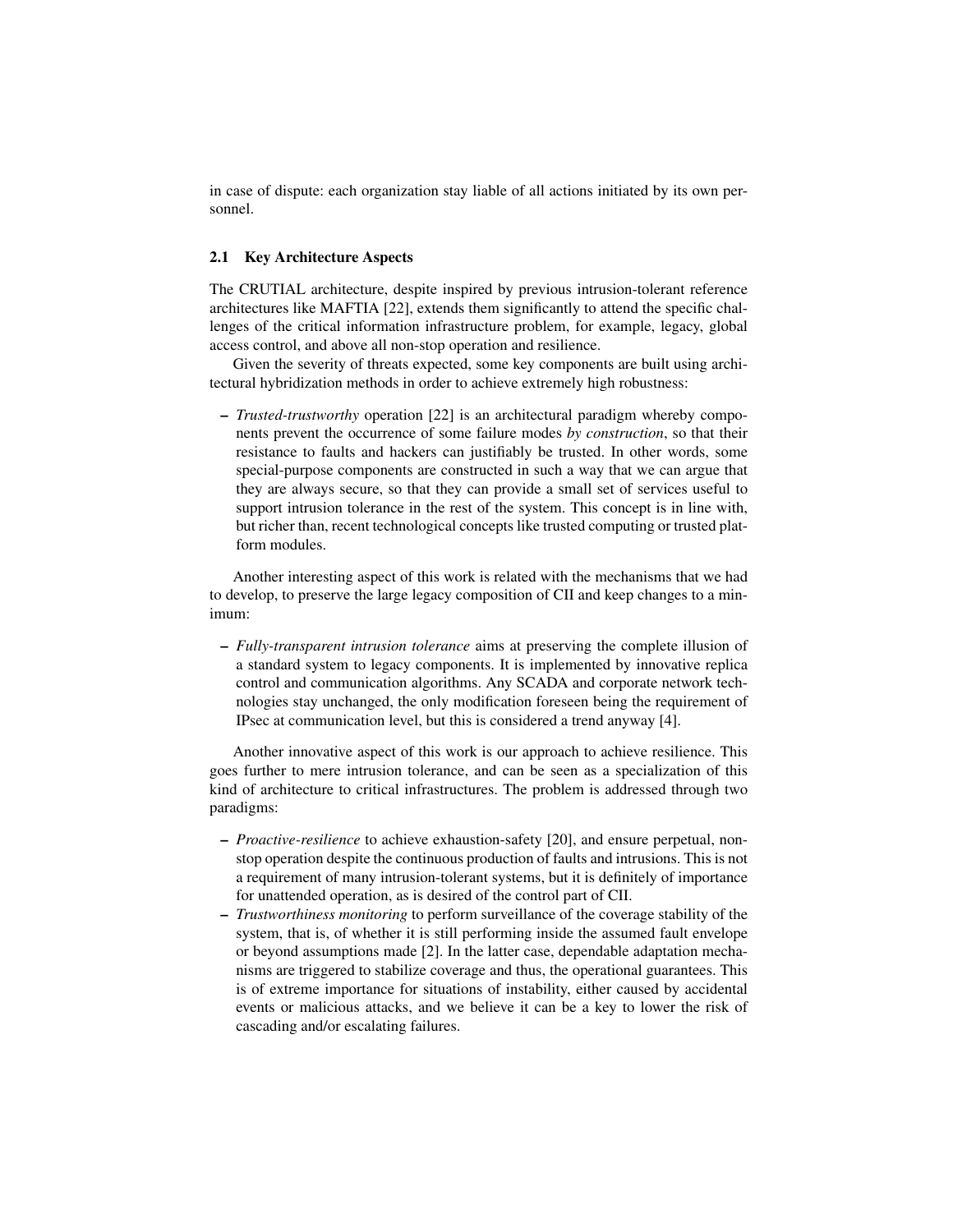in case of dispute: each organization stay liable of all actions initiated by its own personnel.

### 2.1 Key Architecture Aspects

The CRUTIAL architecture, despite inspired by previous intrusion-tolerant reference architectures like MAFTIA [22], extends them significantly to attend the specific challenges of the critical information infrastructure problem, for example, legacy, global access control, and above all non-stop operation and resilience.

Given the severity of threats expected, some key components are built using architectural hybridization methods in order to achieve extremely high robustness:

- *Trusted-trustworthy* operation [22] is an architectural paradigm whereby components prevent the occurrence of some failure modes *by construction*, so that their resistance to faults and hackers can justifiably be trusted. In other words, some special-purpose components are constructed in such a way that we can argue that they are always secure, so that they can provide a small set of services useful to support intrusion tolerance in the rest of the system. This concept is in line with, but richer than, recent technological concepts like trusted computing or trusted platform modules.

Another interesting aspect of this work is related with the mechanisms that we had to develop, to preserve the large legacy composition of CII and keep changes to a minimum:

- *Fully-transparent intrusion tolerance* aims at preserving the complete illusion of a standard system to legacy components. It is implemented by innovative replica control and communication algorithms. Any SCADA and corporate network technologies stay unchanged, the only modification foreseen being the requirement of IPsec at communication level, but this is considered a trend anyway [4].

Another innovative aspect of this work is our approach to achieve resilience. This goes further to mere intrusion tolerance, and can be seen as a specialization of this kind of architecture to critical infrastructures. The problem is addressed through two paradigms:

- *Proactive-resilience* to achieve exhaustion-safety [20], and ensure perpetual, non-stop operation despite the continuous production of faults and intrusions. This is not a requirement of many intrusion-tolerant systems, but it is definitely of importance for unattended operation, as is desired of the control part of CII.
- *Trustworthiness monitoring* to perform surveillance of the coverage stability of the system, that is, of whether it is still performing inside the assumed fault envelope or beyond assumptions made [2]. In the latter case, dependable adaptation mechanisms are triggered to stabilize coverage and thus, the operational guarantees. This is of extreme importance for situations of instability, either caused by accidental events or malicious attacks, and we believe it can be a key to lower the risk of cascading and/or escalating failures.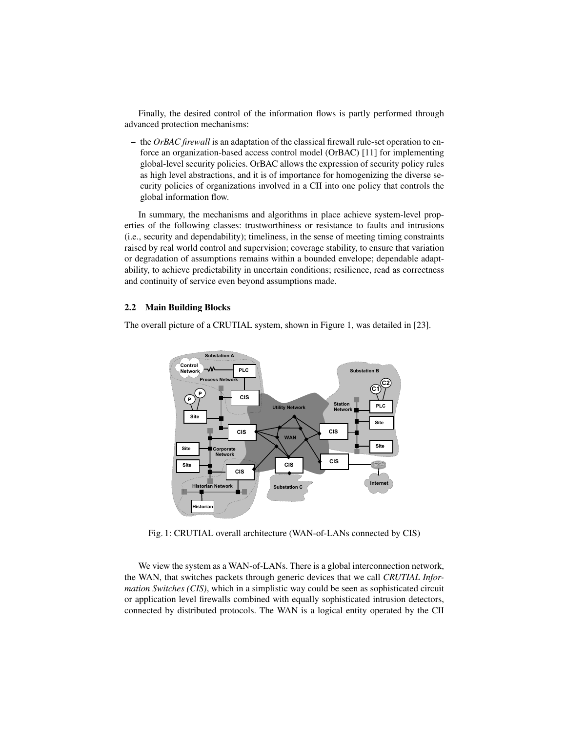Finally, the desired control of the information flows is partly performed through advanced protection mechanisms:

– the *OrBAC firewall* is an adaptation of the classical firewall rule-set operation to enforce an organization-based access control model (OrBAC) [11] for implementing global-level security policies. OrBAC allows the expression of security policy rules as high level abstractions, and it is of importance for homogenizing the diverse security policies of organizations involved in a CII into one policy that controls the global information flow.

In summary, the mechanisms and algorithms in place achieve system-level properties of the following classes: trustworthiness or resistance to faults and intrusions (i.e., security and dependability); timeliness, in the sense of meeting timing constraints raised by real world control and supervision; coverage stability, to ensure that variation or degradation of assumptions remains within a bounded envelope; dependable adaptability, to achieve predictability in uncertain conditions; resilience, read as correctness and continuity of service even beyond assumptions made.

### 2.2 Main Building Blocks

The overall picture of a CRUTIAL system, shown in Figure 1, was detailed in [23].

Fig. 1: CRUTIAL overall architecture (WAN-of-LANs connected by CIS)

We view the system as a WAN-of-LANs. There is a global interconnection network, the WAN, that switches packets through generic devices that we call *CRUTIAL Information Switches (CIS)*, which in a simplistic way could be seen as sophisticated circuit or application level firewalls combined with equally sophisticated intrusion detectors, connected by distributed protocols. The WAN is a logical entity operated by the CII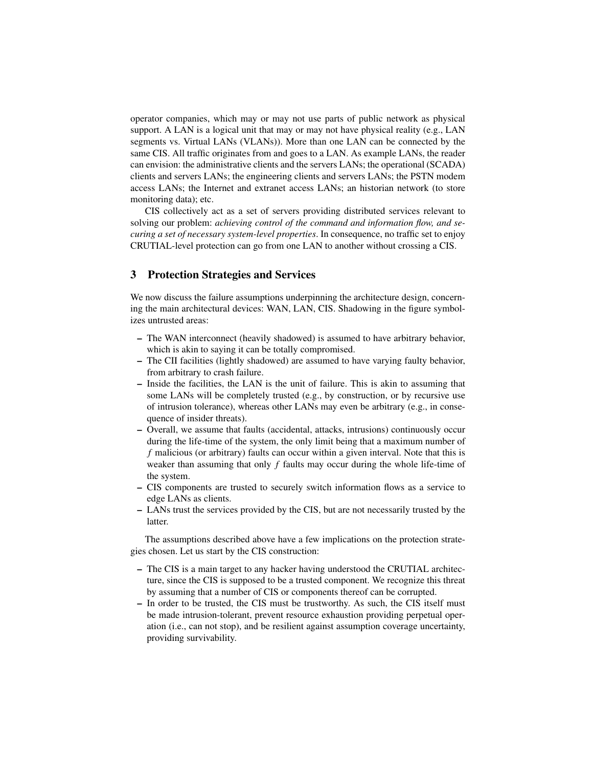operator companies, which may or may not use parts of public network as physical support. A LAN is a logical unit that may or may not have physical reality (e.g., LAN segments vs. Virtual LANs (VLANs)). More than one LAN can be connected by the same CIS. All traffic originates from and goes to a LAN. As example LANs, the reader can envision: the administrative clients and the servers LANs; the operational (SCADA) clients and servers LANs; the engineering clients and servers LANs; the PSTN modem access LANs; the Internet and extranet access LANs; an historian network (to store monitoring data); etc.

CIS collectively act as a set of servers providing distributed services relevant to solving our problem: *achieving control of the command and information flow, and securing a set of necessary system-level properties*. In consequence, no traffic set to enjoy CRUTIAL-level protection can go from one LAN to another without crossing a CIS.

## 3 Protection Strategies and Services

We now discuss the failure assumptions underpinning the architecture design, concerning the main architectural devices: WAN, LAN, CIS. Shadowing in the figure symbolizes untrusted areas:

- The WAN interconnect (heavily shadowed) is assumed to have arbitrary behavior, which is akin to saying it can be totally compromised.
- The CII facilities (lightly shadowed) are assumed to have varying faulty behavior, from arbitrary to crash failure.
- Inside the facilities, the LAN is the unit of failure. This is akin to assuming that some LANs will be completely trusted (e.g., by construction, or by recursive use of intrusion tolerance), whereas other LANs may even be arbitrary (e.g., in consequence of insider threats).
- Overall, we assume that faults (accidental, attacks, intrusions) continuously occur during the life-time of the system, the only limit being that a maximum number of $f$ malicious (or arbitrary) faults can occur within a given interval. Note that this is weaker than assuming that only $f$ faults may occur during the whole life-time of the system.
- CIS components are trusted to securely switch information flows as a service to edge LANs as clients.
- LANs trust the services provided by the CIS, but are not necessarily trusted by the latter.

The assumptions described above have a few implications on the protection strategies chosen. Let us start by the CIS construction:

- The CIS is a main target to any hacker having understood the CRUTIAL architecture, since the CIS is supposed to be a trusted component. We recognize this threat by assuming that a number of CIS or components thereof can be corrupted.
- In order to be trusted, the CIS must be trustworthy. As such, the CIS itself must be made intrusion-tolerant, prevent resource exhaustion providing perpetual operation (i.e., can not stop), and be resilient against assumption coverage uncertainty, providing survivability.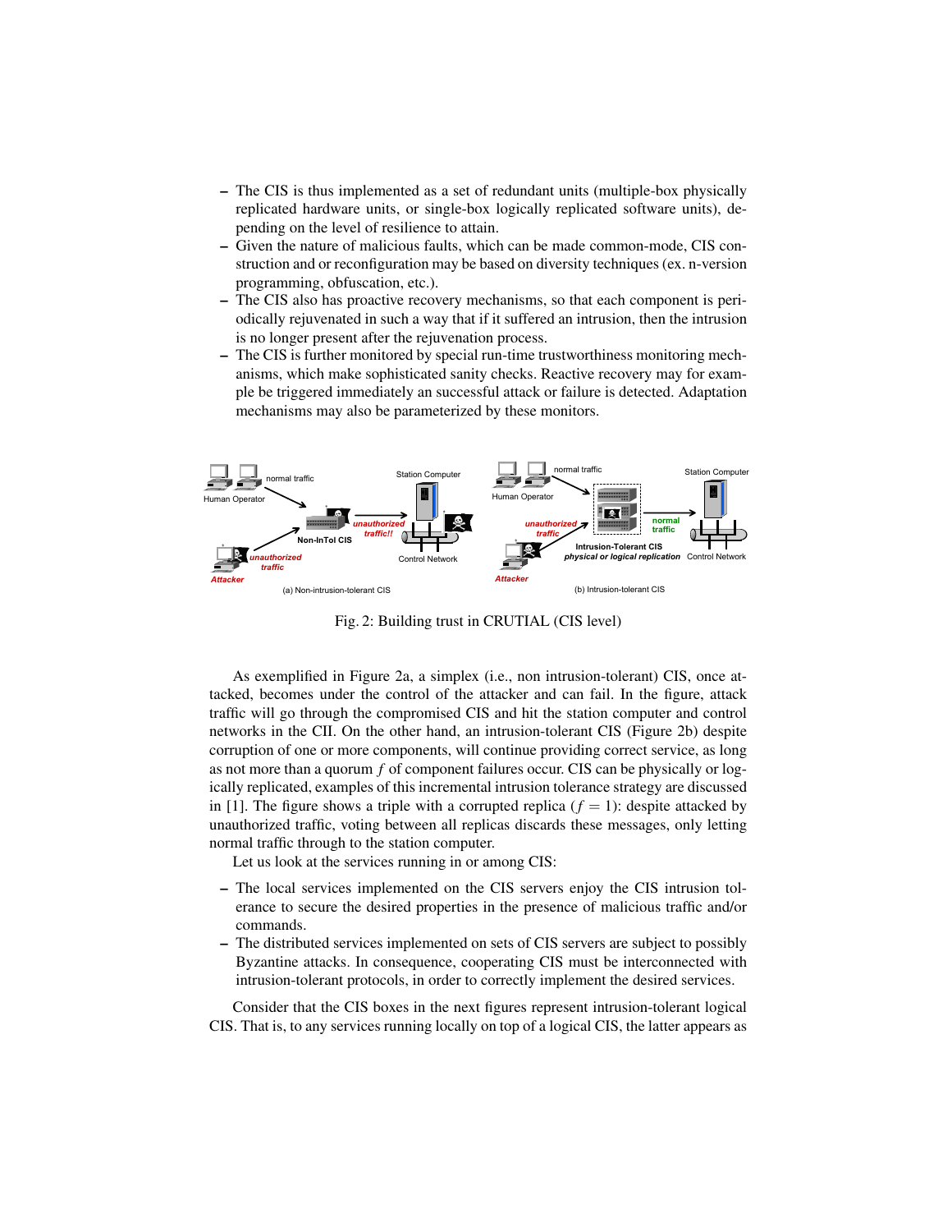- The CIS is thus implemented as a set of redundant units (multiple-box physically replicated hardware units, or single-box logically replicated software units), depending on the level of resilience to attain.
- Given the nature of malicious faults, which can be made common-mode, CIS construction and or reconfiguration may be based on diversity techniques (ex. n-version programming, obfuscation, etc.).
- The CIS also has proactive recovery mechanisms, so that each component is periodically rejuvenated in such a way that if it suffered an intrusion, then the intrusion is no longer present after the rejuvenation process.
- The CIS is further monitored by special run-time trustworthiness monitoring mechanisms, which make sophisticated sanity checks. Reactive recovery may for example be triggered immediately an successful attack or failure is detected. Adaptation mechanisms may also be parameterized by these monitors.

Fig. 2: Building trust in CRUTIAL (CIS level)

As exemplified in Figure 2a, a simplex (i.e., non intrusion-tolerant) CIS, once attacked, becomes under the control of the attacker and can fail. In the figure, attack traffic will go through the compromised CIS and hit the station computer and control networks in the CII. On the other hand, an intrusion-tolerant CIS (Figure 2b) despite corruption of one or more components, will continue providing correct service, as long as not more than a quorum $f$ of component failures occur. CIS can be physically or logically replicated, examples of this incremental intrusion tolerance strategy are discussed in [1]. The figure shows a triple with a corrupted replica ($f = 1$): despite attacked by unauthorized traffic, voting between all replicas discards these messages, only letting normal traffic through to the station computer.

Let us look at the services running in or among CIS:

- The local services implemented on the CIS servers enjoy the CIS intrusion tolerance to secure the desired properties in the presence of malicious traffic and/or commands.
- The distributed services implemented on sets of CIS servers are subject to possibly Byzantine attacks. In consequence, cooperating CIS must be interconnected with intrusion-tolerant protocols, in order to correctly implement the desired services.

Consider that the CIS boxes in the next figures represent intrusion-tolerant logical CIS. That is, to any services running locally on top of a logical CIS, the latter appears as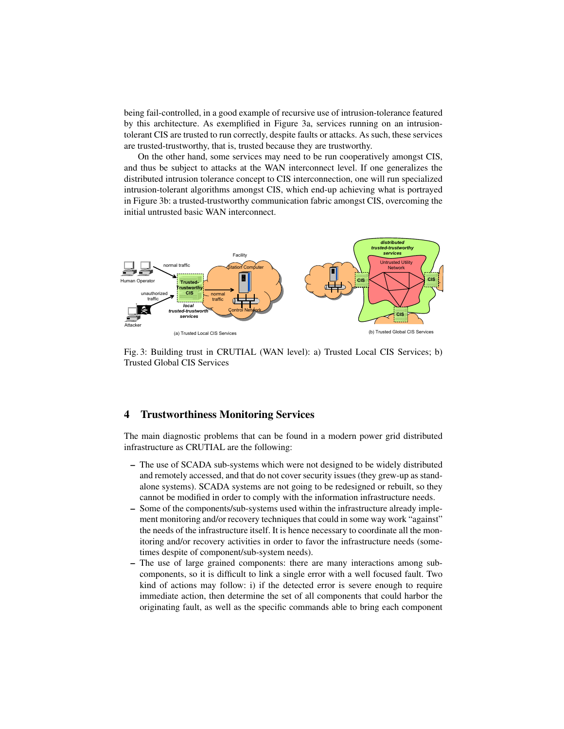being fail-controlled, in a good example of recursive use of intrusion-tolerance featured by this architecture. As exemplified in Figure 3a, services running on an intrusion-tolerant CIS are trusted to run correctly, despite faults or attacks. As such, these services are trusted-trustworthy, that is, trusted because they are trustworthy.

On the other hand, some services may need to be run cooperatively amongst CIS, and thus be subject to attacks at the WAN interconnect level. If one generalizes the distributed intrusion tolerance concept to CIS interconnection, one will run specialized intrusion-tolerant algorithms amongst CIS, which end-up achieving what is portrayed in Figure 3b: a trusted-trustworthy communication fabric amongst CIS, overcoming the initial untrusted basic WAN interconnect.

Human Operator
normal traffic
Facility
Station Computer
Trusted-Trustworthy CIS
unauthorized traffic
normal traffic
Attacker
local trusted-trustworth services
Control Network
(a) Trusted Local CIS Services

distributed trusted-trustworthy services
Untrusted Utility Network
CIS
CIS
CIS
(b) Trusted Global CIS Services

Fig. 3: Building trust in CRUTIAL (WAN level): a) Trusted Local CIS Services; b) Trusted Global CIS Services

## 4 Trustworthiness Monitoring Services

The main diagnostic problems that can be found in a modern power grid distributed infrastructure as CRUTIAL are the following:

- The use of SCADA sub-systems which were not designed to be widely distributed and remotely accessed, and that do not cover security issues (they grew-up as stand-alone systems). SCADA systems are not going to be redesigned or rebuilt, so they cannot be modified in order to comply with the information infrastructure needs.
- Some of the components/sub-systems used within the infrastructure already implement monitoring and/or recovery techniques that could in some way work "against" the needs of the infrastructure itself. It is hence necessary to coordinate all the monitoring and/or recovery activities in order to favor the infrastructure needs (sometimes despite of component/sub-system needs).
- The use of large grained components: there are many interactions among sub-components, so it is difficult to link a single error with a well focused fault. Two kind of actions may follow: i) if the detected error is severe enough to require immediate action, then determine the set of all components that could harbor the originating fault, as well as the specific commands able to bring each component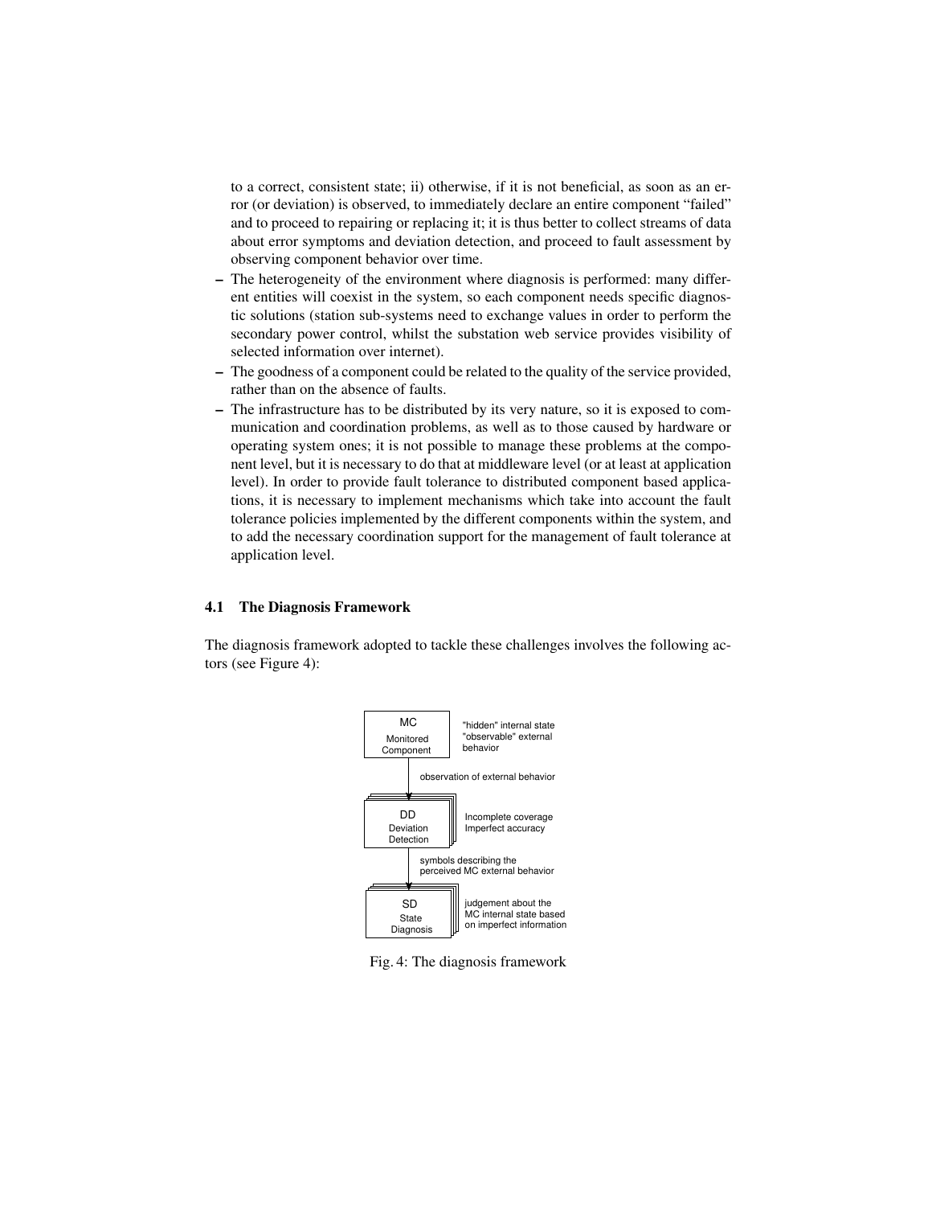to a correct, consistent state; ii) otherwise, if it is not beneficial, as soon as an error (or deviation) is observed, to immediately declare an entire component "failed" and to proceed to repairing or replacing it; it is thus better to collect streams of data about error symptoms and deviation detection, and proceed to fault assessment by observing component behavior over time.

- The heterogeneity of the environment where diagnosis is performed: many different entities will coexist in the system, so each component needs specific diagnostic solutions (station sub-systems need to exchange values in order to perform the secondary power control, whilst the substation web service provides visibility of selected information over internet).
- The goodness of a component could be related to the quality of the service provided, rather than on the absence of faults.
- The infrastructure has to be distributed by its very nature, so it is exposed to communication and coordination problems, as well as to those caused by hardware or operating system ones; it is not possible to manage these problems at the component level, but it is necessary to do that at middleware level (or at least at application level). In order to provide fault tolerance to distributed component based applications, it is necessary to implement mechanisms which take into account the fault tolerance policies implemented by the different components within the system, and to add the necessary coordination support for the management of fault tolerance at application level.

### 4.1 The Diagnosis Framework

The diagnosis framework adopted to tackle these challenges involves the following actors (see Figure 4):

MC Monitored Component — "hidden" internal state "observable" external behavior

observation of external behavior

DD Deviation Detection — Incomplete coverage Imperfect accuracy

symbols describing the perceived MC external behavior

SD State Diagnosis — judgement about the MC internal state based on imperfect information

Fig. 4: The diagnosis framework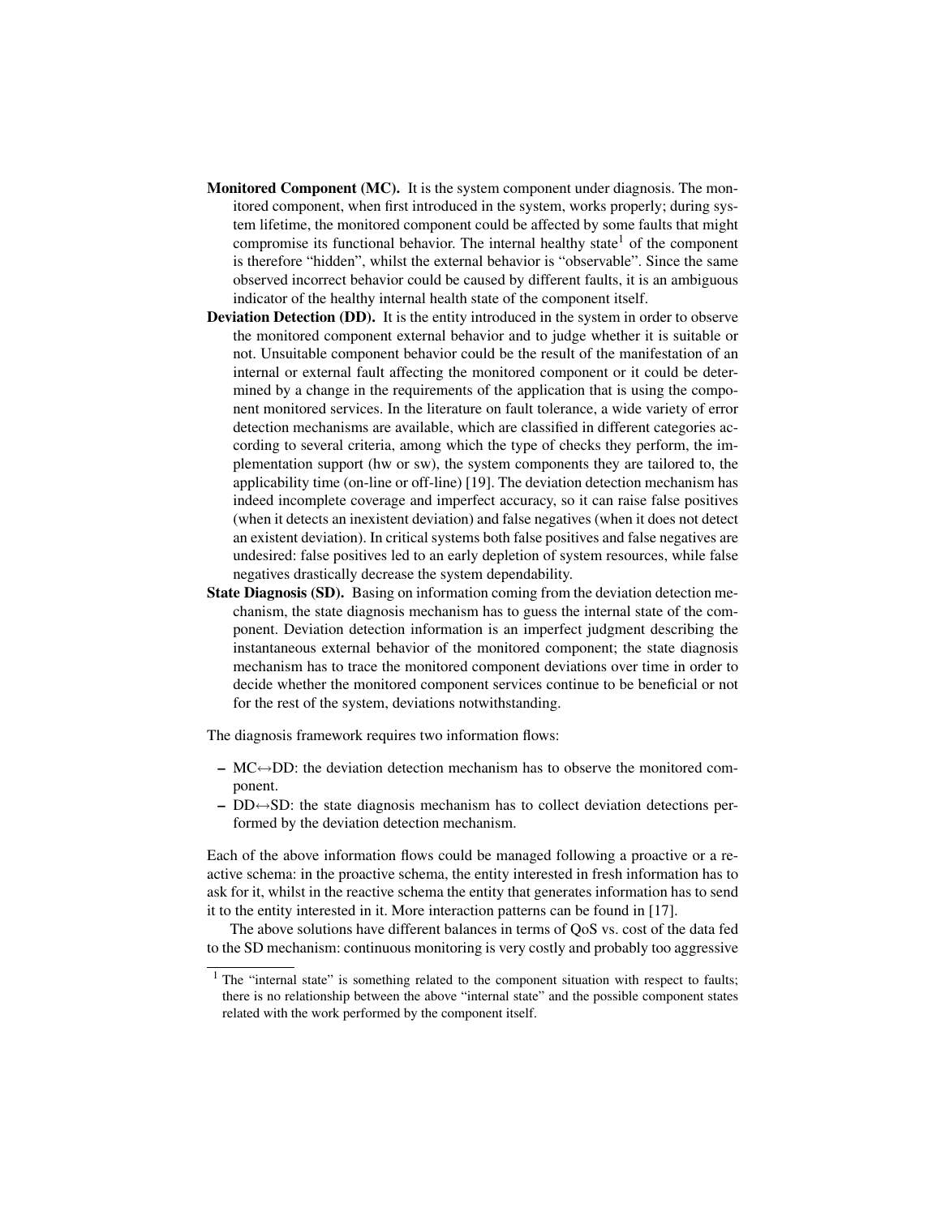**Monitored Component (MC).** It is the system component under diagnosis. The monitored component, when first introduced in the system, works properly; during system lifetime, the monitored component could be affected by some faults that might compromise its functional behavior. The internal healthy state[1] of the component is therefore "hidden", whilst the external behavior is "observable". Since the same observed incorrect behavior could be caused by different faults, it is an ambiguous indicator of the healthy internal health state of the component itself.

**Deviation Detection (DD).** It is the entity introduced in the system in order to observe the monitored component external behavior and to judge whether it is suitable or not. Unsuitable component behavior could be the result of the manifestation of an internal or external fault affecting the monitored component or it could be determined by a change in the requirements of the application that is using the component monitored services. In the literature on fault tolerance, a wide variety of error detection mechanisms are available, which are classified in different categories according to several criteria, among which the type of checks they perform, the implementation support (hw or sw), the system components they are tailored to, the applicability time (on-line or off-line) [19]. The deviation detection mechanism has indeed incomplete coverage and imperfect accuracy, so it can raise false positives (when it detects an inexistent deviation) and false negatives (when it does not detect an existent deviation). In critical systems both false positives and false negatives are undesired: false positives led to an early depletion of system resources, while false negatives drastically decrease the system dependability.

**State Diagnosis (SD).** Basing on information coming from the deviation detection mechanism, the state diagnosis mechanism has to guess the internal state of the component. Deviation detection information is an imperfect judgment describing the instantaneous external behavior of the monitored component; the state diagnosis mechanism has to trace the monitored component deviations over time in order to decide whether the monitored component services continue to be beneficial or not for the rest of the system, deviations notwithstanding.

The diagnosis framework requires two information flows:

- MC↔DD: the deviation detection mechanism has to observe the monitored component.
- DD↔SD: the state diagnosis mechanism has to collect deviation detections performed by the deviation detection mechanism.

Each of the above information flows could be managed following a proactive or a reactive schema: in the proactive schema, the entity interested in fresh information has to ask for it, whilst in the reactive schema the entity that generates information has to send it to the entity interested in it. More interaction patterns can be found in [17].

The above solutions have different balances in terms of QoS vs. cost of the data fed to the SD mechanism: continuous monitoring is very costly and probably too aggressive

[1] The "internal state" is something related to the component situation with respect to faults; there is no relationship between the above "internal state" and the possible component states related with the work performed by the component itself.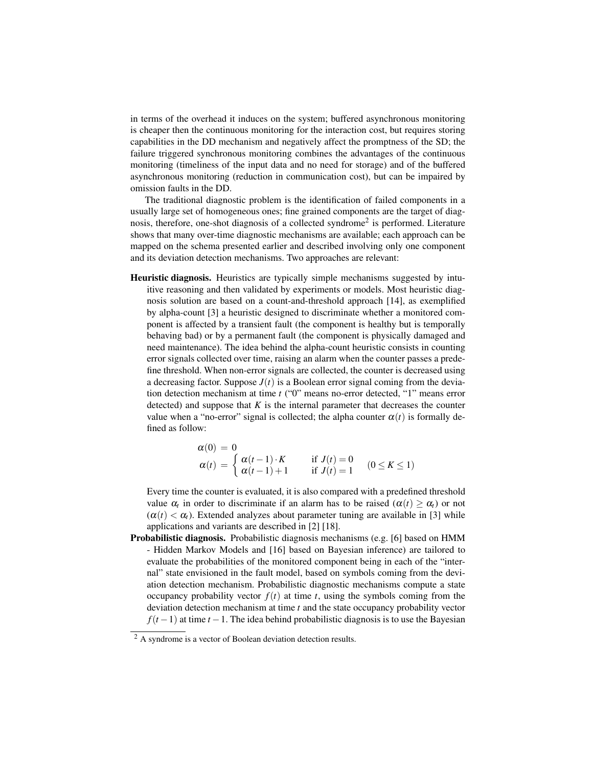in terms of the overhead it induces on the system; buffered asynchronous monitoring is cheaper then the continuous monitoring for the interaction cost, but requires storing capabilities in the DD mechanism and negatively affect the promptness of the SD; the failure triggered synchronous monitoring combines the advantages of the continuous monitoring (timeliness of the input data and no need for storage) and of the buffered asynchronous monitoring (reduction in communication cost), but can be impaired by omission faults in the DD.

The traditional diagnostic problem is the identification of failed components in a usually large set of homogeneous ones; fine grained components are the target of diagnosis, therefore, one-shot diagnosis of a collected syndrome[2] is performed. Literature shows that many over-time diagnostic mechanisms are available; each approach can be mapped on the schema presented earlier and described involving only one component and its deviation detection mechanisms. Two approaches are relevant:

**Heuristic diagnosis.** Heuristics are typically simple mechanisms suggested by intuitive reasoning and then validated by experiments or models. Most heuristic diagnosis solution are based on a count-and-threshold approach [14], as exemplified by alpha-count [3] a heuristic designed to discriminate whether a monitored component is affected by a transient fault (the component is healthy but is temporally behaving bad) or by a permanent fault (the component is physically damaged and need maintenance). The idea behind the alpha-count heuristic consists in counting error signals collected over time, raising an alarm when the counter passes a predefine threshold. When non-error signals are collected, the counter is decreased using a decreasing factor. Suppose $J(t)$ is a Boolean error signal coming from the deviation detection mechanism at time $t$ ("0" means no-error detected, "1" means error detected) and suppose that $K$ is the internal parameter that decreases the counter value when a "no-error" signal is collected; the alpha counter $\alpha(t)$ is formally defined as follow:

$$\alpha(0) = 0$$
$$\alpha(t) = \begin{cases} \alpha(t-1) \cdot K & \text{if } J(t) = 0 \\ \alpha(t-1) + 1 & \text{if } J(t) = 1 \end{cases} \quad (0 \le K \le 1)$$

Every time the counter is evaluated, it is also compared with a predefined threshold value $\alpha_t$ in order to discriminate if an alarm has to be raised ($\alpha(t) \ge \alpha_t$) or not ($\alpha(t) < \alpha_t$). Extended analyzes about parameter tuning are available in [3] while applications and variants are described in [2] [18].

**Probabilistic diagnosis.** Probabilistic diagnosis mechanisms (e.g. [6] based on HMM - Hidden Markov Models and [16] based on Bayesian inference) are tailored to evaluate the probabilities of the monitored component being in each of the "internal" state envisioned in the fault model, based on symbols coming from the deviation detection mechanism. Probabilistic diagnostic mechanisms compute a state occupancy probability vector $f(t)$ at time $t$, using the symbols coming from the deviation detection mechanism at time $t$ and the state occupancy probability vector $f(t-1)$ at time $t-1$. The idea behind probabilistic diagnosis is to use the Bayesian

[2] A syndrome is a vector of Boolean deviation detection results.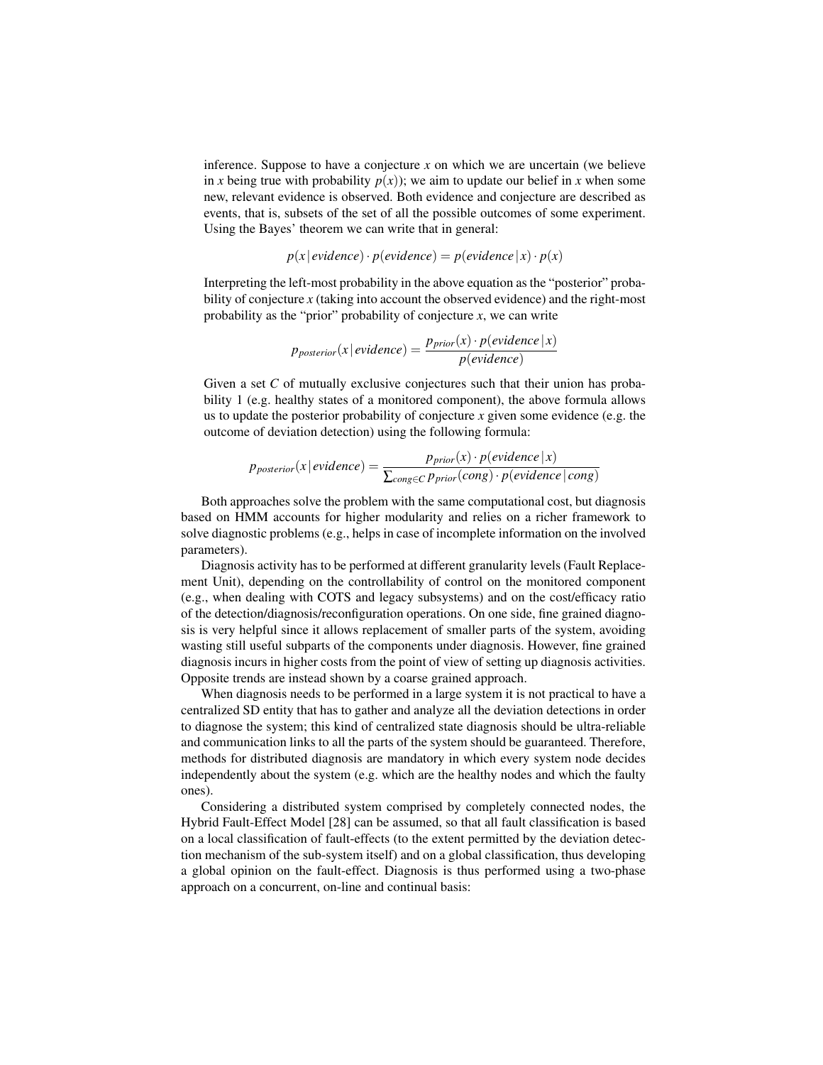inference. Suppose to have a conjecture $x$ on which we are uncertain (we believe in $x$ being true with probability $p(x)$); we aim to update our belief in $x$ when some new, relevant evidence is observed. Both evidence and conjecture are described as events, that is, subsets of the set of all the possible outcomes of some experiment. Using the Bayes' theorem we can write that in general:

$$p(x\,|\,evidence) \cdot p(evidence) = p(evidence\,|\,x) \cdot p(x)$$

Interpreting the left-most probability in the above equation as the "posterior" probability of conjecture $x$ (taking into account the observed evidence) and the right-most probability as the "prior" probability of conjecture $x$, we can write

$$p_{posterior}(x\,|\,evidence) = \frac{p_{prior}(x) \cdot p(evidence\,|\,x)}{p(evidence)}$$

Given a set $C$ of mutually exclusive conjectures such that their union has probability 1 (e.g. healthy states of a monitored component), the above formula allows us to update the posterior probability of conjecture $x$ given some evidence (e.g. the outcome of deviation detection) using the following formula:

$$p_{posterior}(x\,|\,evidence) = \frac{p_{prior}(x) \cdot p(evidence\,|\,x)}{\sum_{cong \in C} p_{prior}(cong) \cdot p(evidence\,|\,cong)}$$

Both approaches solve the problem with the same computational cost, but diagnosis based on HMM accounts for higher modularity and relies on a richer framework to solve diagnostic problems (e.g., helps in case of incomplete information on the involved parameters).

Diagnosis activity has to be performed at different granularity levels (Fault Replacement Unit), depending on the controllability of control on the monitored component (e.g., when dealing with COTS and legacy subsystems) and on the cost/efficacy ratio of the detection/diagnosis/reconfiguration operations. On one side, fine grained diagnosis is very helpful since it allows replacement of smaller parts of the system, avoiding wasting still useful subparts of the components under diagnosis. However, fine grained diagnosis incurs in higher costs from the point of view of setting up diagnosis activities. Opposite trends are instead shown by a coarse grained approach.

When diagnosis needs to be performed in a large system it is not practical to have a centralized SD entity that has to gather and analyze all the deviation detections in order to diagnose the system; this kind of centralized state diagnosis should be ultra-reliable and communication links to all the parts of the system should be guaranteed. Therefore, methods for distributed diagnosis are mandatory in which every system node decides independently about the system (e.g. which are the healthy nodes and which the faulty ones).

Considering a distributed system comprised by completely connected nodes, the Hybrid Fault-Effect Model [28] can be assumed, so that all fault classification is based on a local classification of fault-effects (to the extent permitted by the deviation detection mechanism of the sub-system itself) and on a global classification, thus developing a global opinion on the fault-effect. Diagnosis is thus performed using a two-phase approach on a concurrent, on-line and continual basis: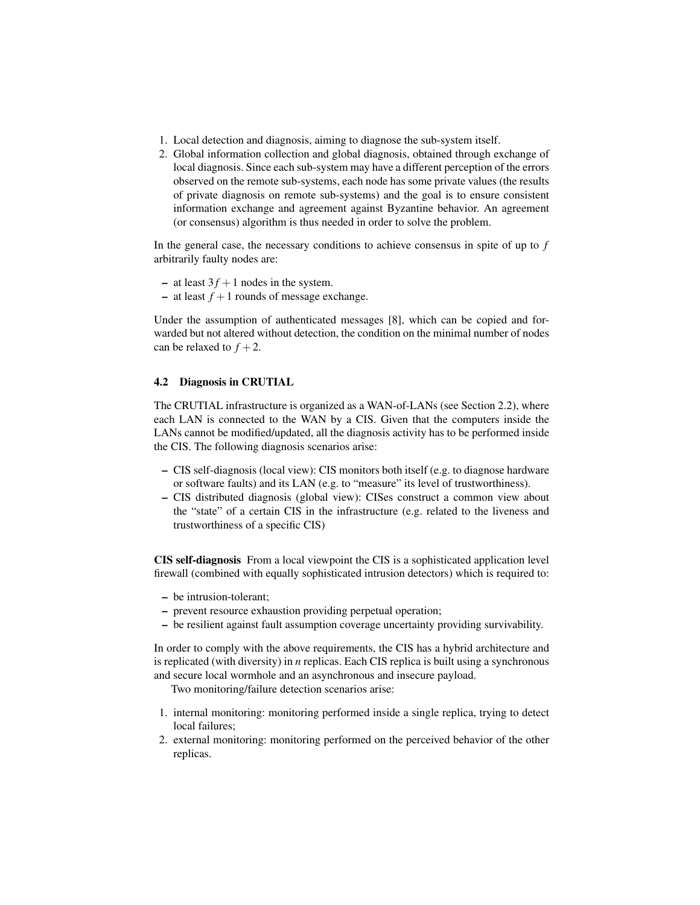1. Local detection and diagnosis, aiming to diagnose the sub-system itself.
2. Global information collection and global diagnosis, obtained through exchange of local diagnosis. Since each sub-system may have a different perception of the errors observed on the remote sub-systems, each node has some private values (the results of private diagnosis on remote sub-systems) and the goal is to ensure consistent information exchange and agreement against Byzantine behavior. An agreement (or consensus) algorithm is thus needed in order to solve the problem.

In the general case, the necessary conditions to achieve consensus in spite of up to $f$ arbitrarily faulty nodes are:

– at least $3f+1$ nodes in the system.
– at least $f+1$ rounds of message exchange.

Under the assumption of authenticated messages [8], which can be copied and forwarded but not altered without detection, the condition on the minimal number of nodes can be relaxed to $f+2$.

### 4.2 Diagnosis in CRUTIAL

The CRUTIAL infrastructure is organized as a WAN-of-LANs (see Section 2.2), where each LAN is connected to the WAN by a CIS. Given that the computers inside the LANs cannot be modified/updated, all the diagnosis activity has to be performed inside the CIS. The following diagnosis scenarios arise:

– CIS self-diagnosis (local view): CIS monitors both itself (e.g. to diagnose hardware or software faults) and its LAN (e.g. to "measure" its level of trustworthiness).
– CIS distributed diagnosis (global view): CISes construct a common view about the "state" of a certain CIS in the infrastructure (e.g. related to the liveness and trustworthiness of a specific CIS)

**CIS self-diagnosis** From a local viewpoint the CIS is a sophisticated application level firewall (combined with equally sophisticated intrusion detectors) which is required to:

– be intrusion-tolerant;
– prevent resource exhaustion providing perpetual operation;
– be resilient against fault assumption coverage uncertainty providing survivability.

In order to comply with the above requirements, the CIS has a hybrid architecture and is replicated (with diversity) in $n$ replicas. Each CIS replica is built using a synchronous and secure local wormhole and an asynchronous and insecure payload.

Two monitoring/failure detection scenarios arise:

1. internal monitoring: monitoring performed inside a single replica, trying to detect local failures;
2. external monitoring: monitoring performed on the perceived behavior of the other replicas.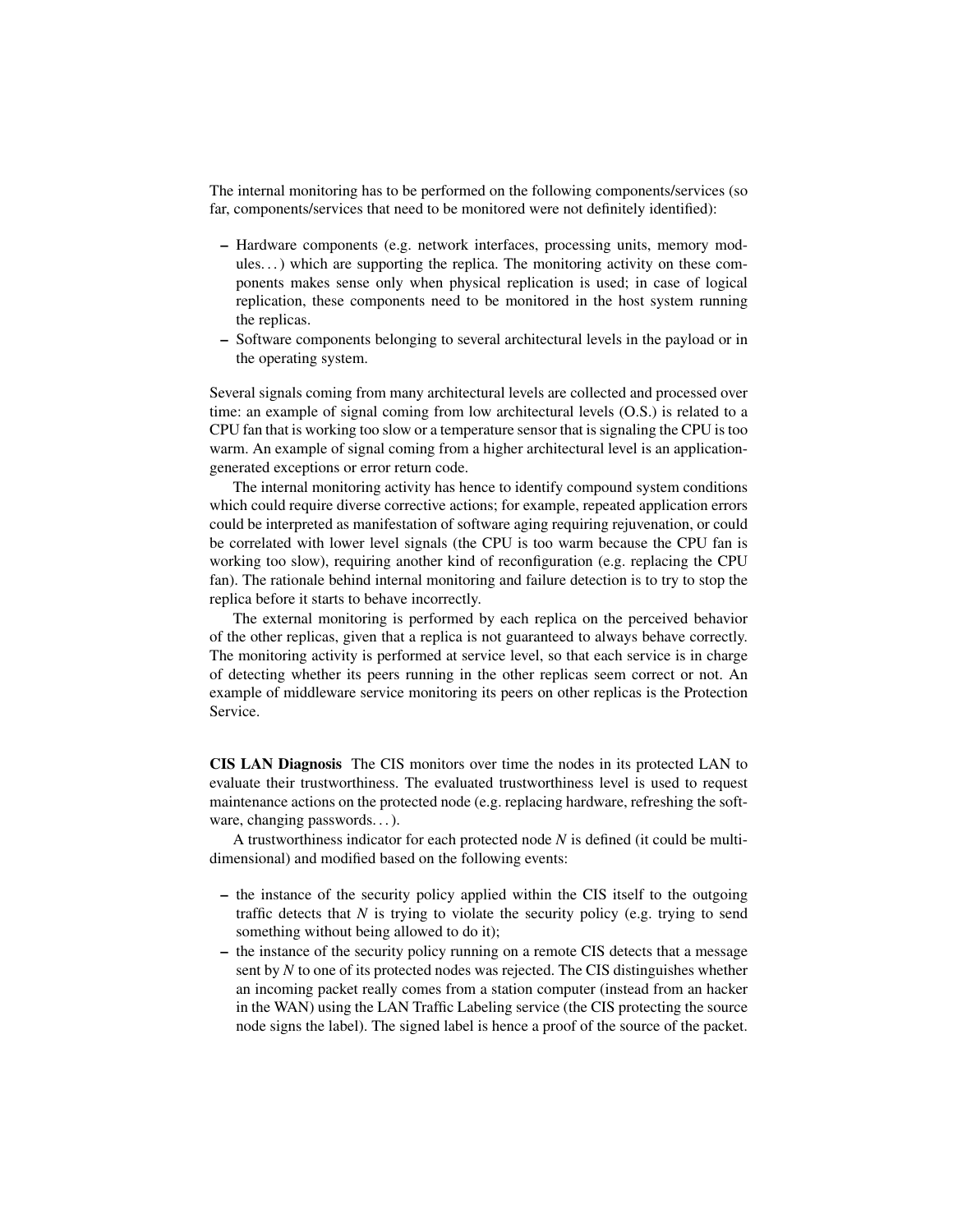The internal monitoring has to be performed on the following components/services (so far, components/services that need to be monitored were not definitely identified):

- Hardware components (e.g. network interfaces, processing units, memory modules. . . ) which are supporting the replica. The monitoring activity on these components makes sense only when physical replication is used; in case of logical replication, these components need to be monitored in the host system running the replicas.
- Software components belonging to several architectural levels in the payload or in the operating system.

Several signals coming from many architectural levels are collected and processed over time: an example of signal coming from low architectural levels (O.S.) is related to a CPU fan that is working too slow or a temperature sensor that is signaling the CPU is too warm. An example of signal coming from a higher architectural level is an application-generated exceptions or error return code.

The internal monitoring activity has hence to identify compound system conditions which could require diverse corrective actions; for example, repeated application errors could be interpreted as manifestation of software aging requiring rejuvenation, or could be correlated with lower level signals (the CPU is too warm because the CPU fan is working too slow), requiring another kind of reconfiguration (e.g. replacing the CPU fan). The rationale behind internal monitoring and failure detection is to try to stop the replica before it starts to behave incorrectly.

The external monitoring is performed by each replica on the perceived behavior of the other replicas, given that a replica is not guaranteed to always behave correctly. The monitoring activity is performed at service level, so that each service is in charge of detecting whether its peers running in the other replicas seem correct or not. An example of middleware service monitoring its peers on other replicas is the Protection Service.

**CIS LAN Diagnosis** The CIS monitors over time the nodes in its protected LAN to evaluate their trustworthiness. The evaluated trustworthiness level is used to request maintenance actions on the protected node (e.g. replacing hardware, refreshing the software, changing passwords. . . ).

A trustworthiness indicator for each protected node *N* is defined (it could be multi-dimensional) and modified based on the following events:

- the instance of the security policy applied within the CIS itself to the outgoing traffic detects that *N* is trying to violate the security policy (e.g. trying to send something without being allowed to do it);
- the instance of the security policy running on a remote CIS detects that a message sent by *N* to one of its protected nodes was rejected. The CIS distinguishes whether an incoming packet really comes from a station computer (instead from an hacker in the WAN) using the LAN Traffic Labeling service (the CIS protecting the source node signs the label). The signed label is hence a proof of the source of the packet.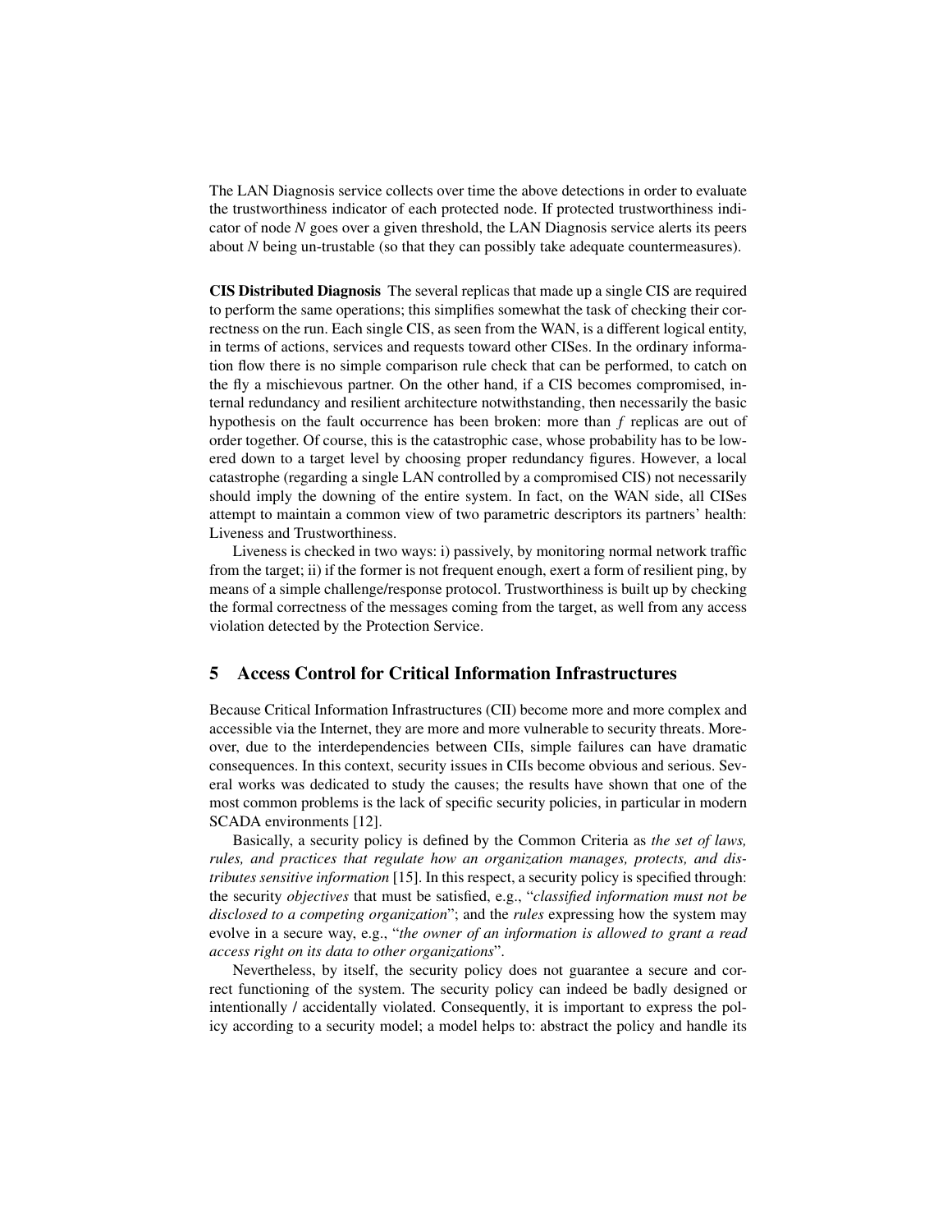The LAN Diagnosis service collects over time the above detections in order to evaluate the trustworthiness indicator of each protected node. If protected trustworthiness indicator of node *N* goes over a given threshold, the LAN Diagnosis service alerts its peers about *N* being un-trustable (so that they can possibly take adequate countermeasures).

**CIS Distributed Diagnosis** The several replicas that made up a single CIS are required to perform the same operations; this simplifies somewhat the task of checking their correctness on the run. Each single CIS, as seen from the WAN, is a different logical entity, in terms of actions, services and requests toward other CISes. In the ordinary information flow there is no simple comparison rule check that can be performed, to catch on the fly a mischievous partner. On the other hand, if a CIS becomes compromised, internal redundancy and resilient architecture notwithstanding, then necessarily the basic hypothesis on the fault occurrence has been broken: more than $f$ replicas are out of order together. Of course, this is the catastrophic case, whose probability has to be lowered down to a target level by choosing proper redundancy figures. However, a local catastrophe (regarding a single LAN controlled by a compromised CIS) not necessarily should imply the downing of the entire system. In fact, on the WAN side, all CISes attempt to maintain a common view of two parametric descriptors its partners' health: Liveness and Trustworthiness.

Liveness is checked in two ways: i) passively, by monitoring normal network traffic from the target; ii) if the former is not frequent enough, exert a form of resilient ping, by means of a simple challenge/response protocol. Trustworthiness is built up by checking the formal correctness of the messages coming from the target, as well from any access violation detected by the Protection Service.

## 5 Access Control for Critical Information Infrastructures

Because Critical Information Infrastructures (CII) become more and more complex and accessible via the Internet, they are more and more vulnerable to security threats. Moreover, due to the interdependencies between CIIs, simple failures can have dramatic consequences. In this context, security issues in CIIs become obvious and serious. Several works was dedicated to study the causes; the results have shown that one of the most common problems is the lack of specific security policies, in particular in modern SCADA environments [12].

Basically, a security policy is defined by the Common Criteria as *the set of laws, rules, and practices that regulate how an organization manages, protects, and distributes sensitive information* [15]. In this respect, a security policy is specified through: the security *objectives* that must be satisfied, e.g., "*classified information must not be disclosed to a competing organization*"; and the *rules* expressing how the system may evolve in a secure way, e.g., "*the owner of an information is allowed to grant a read access right on its data to other organizations*".

Nevertheless, by itself, the security policy does not guarantee a secure and correct functioning of the system. The security policy can indeed be badly designed or intentionally / accidentally violated. Consequently, it is important to express the policy according to a security model; a model helps to: abstract the policy and handle its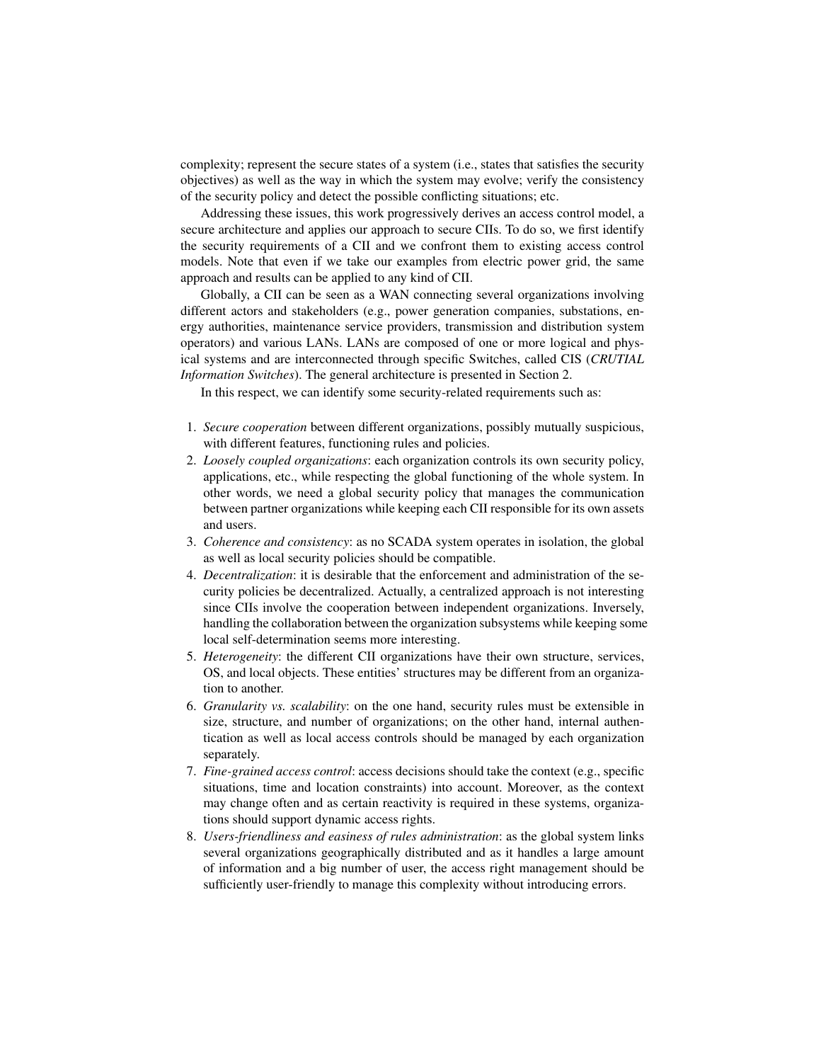complexity; represent the secure states of a system (i.e., states that satisfies the security objectives) as well as the way in which the system may evolve; verify the consistency of the security policy and detect the possible conflicting situations; etc.

Addressing these issues, this work progressively derives an access control model, a secure architecture and applies our approach to secure CIIs. To do so, we first identify the security requirements of a CII and we confront them to existing access control models. Note that even if we take our examples from electric power grid, the same approach and results can be applied to any kind of CII.

Globally, a CII can be seen as a WAN connecting several organizations involving different actors and stakeholders (e.g., power generation companies, substations, energy authorities, maintenance service providers, transmission and distribution system operators) and various LANs. LANs are composed of one or more logical and physical systems and are interconnected through specific Switches, called CIS (*CRUTIAL Information Switches*). The general architecture is presented in Section 2.

In this respect, we can identify some security-related requirements such as:

1. *Secure cooperation* between different organizations, possibly mutually suspicious, with different features, functioning rules and policies.
2. *Loosely coupled organizations*: each organization controls its own security policy, applications, etc., while respecting the global functioning of the whole system. In other words, we need a global security policy that manages the communication between partner organizations while keeping each CII responsible for its own assets and users.
3. *Coherence and consistency*: as no SCADA system operates in isolation, the global as well as local security policies should be compatible.
4. *Decentralization*: it is desirable that the enforcement and administration of the security policies be decentralized. Actually, a centralized approach is not interesting since CIIs involve the cooperation between independent organizations. Inversely, handling the collaboration between the organization subsystems while keeping some local self-determination seems more interesting.
5. *Heterogeneity*: the different CII organizations have their own structure, services, OS, and local objects. These entities' structures may be different from an organization to another.
6. *Granularity vs. scalability*: on the one hand, security rules must be extensible in size, structure, and number of organizations; on the other hand, internal authentication as well as local access controls should be managed by each organization separately.
7. *Fine-grained access control*: access decisions should take the context (e.g., specific situations, time and location constraints) into account. Moreover, as the context may change often and as certain reactivity is required in these systems, organizations should support dynamic access rights.
8. *Users-friendliness and easiness of rules administration*: as the global system links several organizations geographically distributed and as it handles a large amount of information and a big number of user, the access right management should be sufficiently user-friendly to manage this complexity without introducing errors.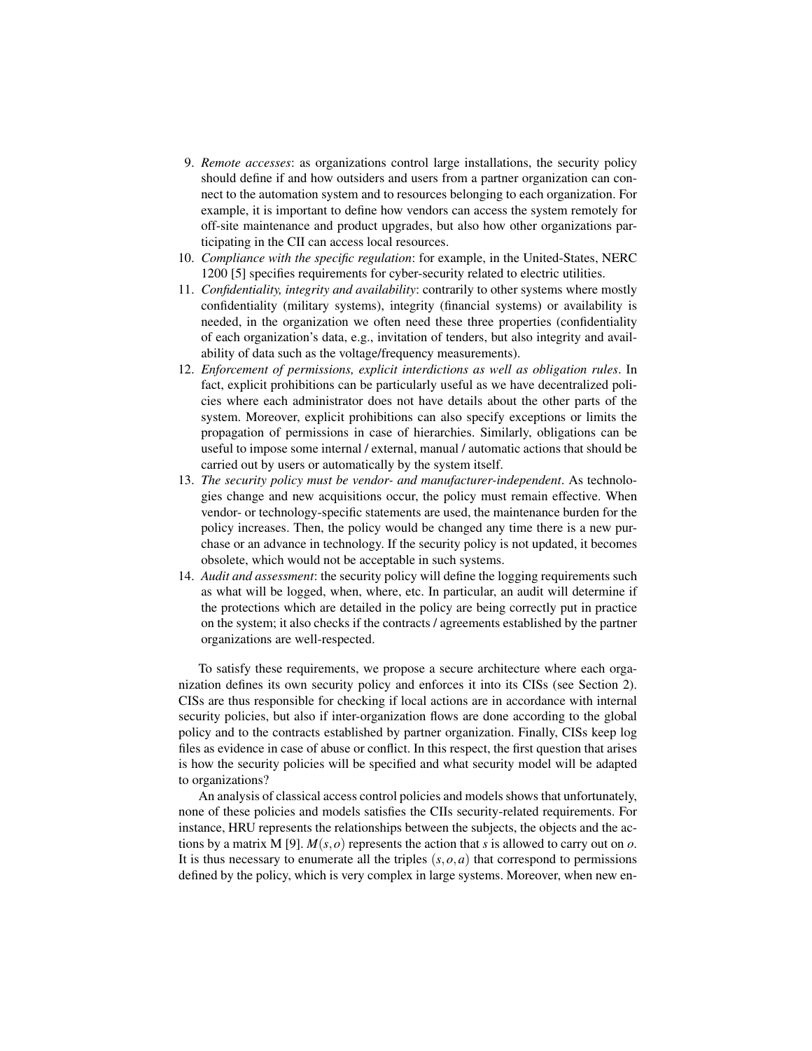9. *Remote accesses*: as organizations control large installations, the security policy should define if and how outsiders and users from a partner organization can connect to the automation system and to resources belonging to each organization. For example, it is important to define how vendors can access the system remotely for off-site maintenance and product upgrades, but also how other organizations participating in the CII can access local resources.
10. *Compliance with the specific regulation*: for example, in the United-States, NERC 1200 [5] specifies requirements for cyber-security related to electric utilities.
11. *Confidentiality, integrity and availability*: contrarily to other systems where mostly confidentiality (military systems), integrity (financial systems) or availability is needed, in the organization we often need these three properties (confidentiality of each organization's data, e.g., invitation of tenders, but also integrity and availability of data such as the voltage/frequency measurements).
12. *Enforcement of permissions, explicit interdictions as well as obligation rules*. In fact, explicit prohibitions can be particularly useful as we have decentralized policies where each administrator does not have details about the other parts of the system. Moreover, explicit prohibitions can also specify exceptions or limits the propagation of permissions in case of hierarchies. Similarly, obligations can be useful to impose some internal / external, manual / automatic actions that should be carried out by users or automatically by the system itself.
13. *The security policy must be vendor- and manufacturer-independent*. As technologies change and new acquisitions occur, the policy must remain effective. When vendor- or technology-specific statements are used, the maintenance burden for the policy increases. Then, the policy would be changed any time there is a new purchase or an advance in technology. If the security policy is not updated, it becomes obsolete, which would not be acceptable in such systems.
14. *Audit and assessment*: the security policy will define the logging requirements such as what will be logged, when, where, etc. In particular, an audit will determine if the protections which are detailed in the policy are being correctly put in practice on the system; it also checks if the contracts / agreements established by the partner organizations are well-respected.

To satisfy these requirements, we propose a secure architecture where each organization defines its own security policy and enforces it into its CISs (see Section 2). CISs are thus responsible for checking if local actions are in accordance with internal security policies, but also if inter-organization flows are done according to the global policy and to the contracts established by partner organization. Finally, CISs keep log files as evidence in case of abuse or conflict. In this respect, the first question that arises is how the security policies will be specified and what security model will be adapted to organizations?

An analysis of classical access control policies and models shows that unfortunately, none of these policies and models satisfies the CIIs security-related requirements. For instance, HRU represents the relationships between the subjects, the objects and the actions by a matrix M [9]. $M(s,o)$ represents the action that $s$ is allowed to carry out on $o$. It is thus necessary to enumerate all the triples $(s,o,a)$ that correspond to permissions defined by the policy, which is very complex in large systems. Moreover, when new en-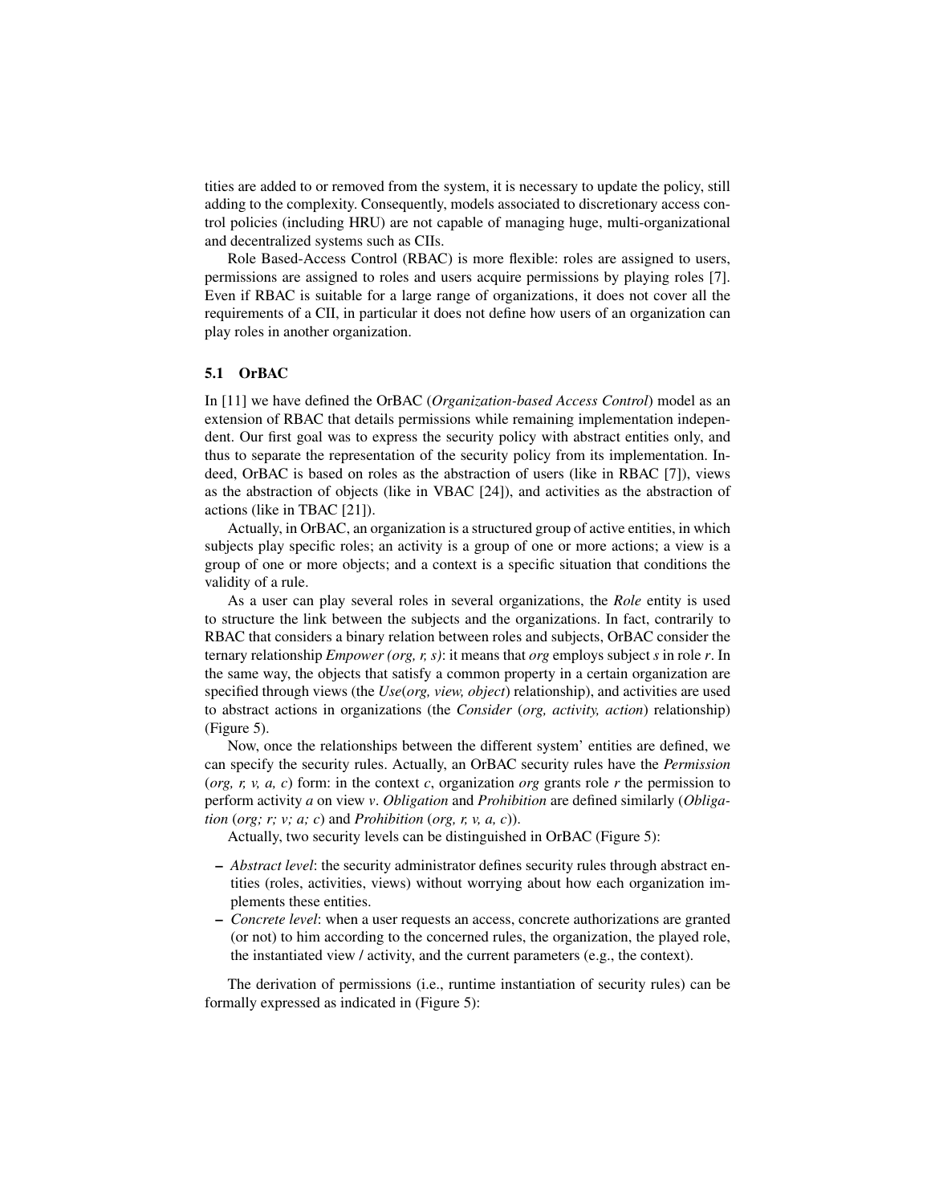tities are added to or removed from the system, it is necessary to update the policy, still adding to the complexity. Consequently, models associated to discretionary access control policies (including HRU) are not capable of managing huge, multi-organizational and decentralized systems such as CIIs.

Role Based-Access Control (RBAC) is more flexible: roles are assigned to users, permissions are assigned to roles and users acquire permissions by playing roles [7]. Even if RBAC is suitable for a large range of organizations, it does not cover all the requirements of a CII, in particular it does not define how users of an organization can play roles in another organization.

### 5.1 OrBAC

In [11] we have defined the OrBAC (*Organization-based Access Control*) model as an extension of RBAC that details permissions while remaining implementation independent. Our first goal was to express the security policy with abstract entities only, and thus to separate the representation of the security policy from its implementation. Indeed, OrBAC is based on roles as the abstraction of users (like in RBAC [7]), views as the abstraction of objects (like in VBAC [24]), and activities as the abstraction of actions (like in TBAC [21]).

Actually, in OrBAC, an organization is a structured group of active entities, in which subjects play specific roles; an activity is a group of one or more actions; a view is a group of one or more objects; and a context is a specific situation that conditions the validity of a rule.

As a user can play several roles in several organizations, the *Role* entity is used to structure the link between the subjects and the organizations. In fact, contrarily to RBAC that considers a binary relation between roles and subjects, OrBAC consider the ternary relationship *Empower (org, r, s)*: it means that *org* employs subject *s* in role *r*. In the same way, the objects that satisfy a common property in a certain organization are specified through views (the *Use*(*org, view, object*) relationship), and activities are used to abstract actions in organizations (the *Consider* (*org, activity, action*) relationship) (Figure 5).

Now, once the relationships between the different system' entities are defined, we can specify the security rules. Actually, an OrBAC security rules have the *Permission* (*org, r, v, a, c*) form: in the context *c*, organization *org* grants role *r* the permission to perform activity *a* on view *v*. *Obligation* and *Prohibition* are defined similarly (*Obligation* (*org; r; v; a; c*) and *Prohibition* (*org, r, v, a, c*)).

Actually, two security levels can be distinguished in OrBAC (Figure 5):

- *Abstract level*: the security administrator defines security rules through abstract entities (roles, activities, views) without worrying about how each organization implements these entities.
- *Concrete level*: when a user requests an access, concrete authorizations are granted (or not) to him according to the concerned rules, the organization, the played role, the instantiated view / activity, and the current parameters (e.g., the context).

The derivation of permissions (i.e., runtime instantiation of security rules) can be formally expressed as indicated in (Figure 5):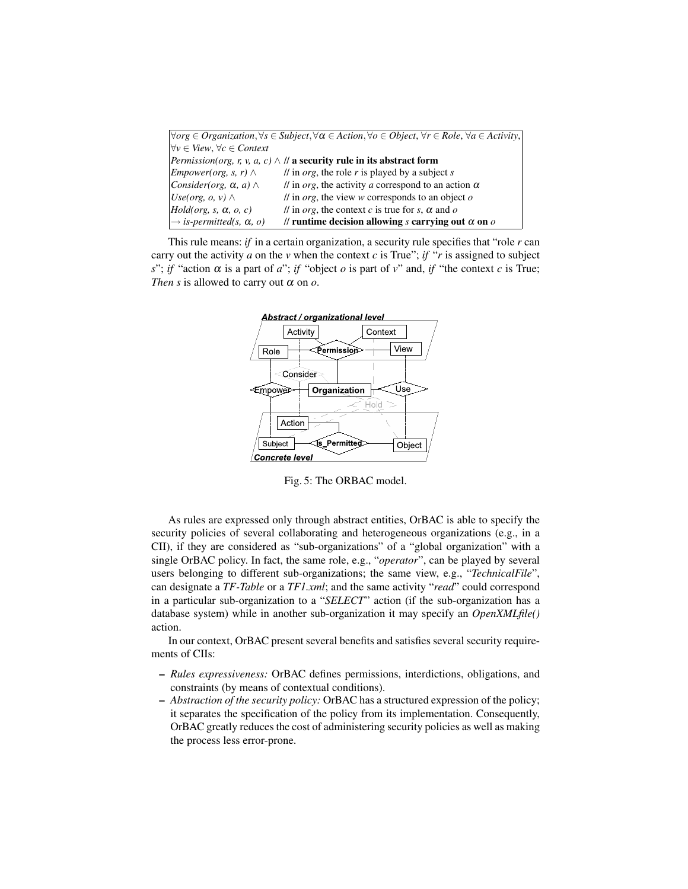| $\forall org \in Organization, \forall s \in Subject, \forall \alpha \in Action, \forall o \in Object, \forall r \in Role, \forall a \in Activity,$ $\forall v \in View, \forall c \in Context$ | |
|---|---|
| *Permission(org, r, v, a, c)* $\wedge$ | **// a security rule in its abstract form** |
| *Empower(org, s, r)* $\wedge$ | // in *org*, the role *r* is played by a subject *s* |
| *Consider(org, $\alpha$, a)* $\wedge$ | // in *org*, the activity *a* correspond to an action $\alpha$ |
| *Use(org, o, v)* $\wedge$ | // in *org*, the view *w* corresponds to an object *o* |
| *Hold(org, s, $\alpha$, o, c)* | // in *org*, the context *c* is true for *s*, $\alpha$ and *o* |
| $\rightarrow$ *is-permitted(s, $\alpha$, o)* | **// runtime decision allowing *s* carrying out $\alpha$ on *o*** |

This rule means: *if* in a certain organization, a security rule specifies that "role *r* can carry out the activity *a* on the *v* when the context *c* is True"; *if* "*r* is assigned to subject *s*"; *if* "action $\alpha$ is a part of *a*"; *if* "object *o* is part of *v*" and, *if* "the context *c* is True; *Then s* is allowed to carry out $\alpha$ on *o*.

Fig. 5: The ORBAC model.

As rules are expressed only through abstract entities, OrBAC is able to specify the security policies of several collaborating and heterogeneous organizations (e.g., in a CII), if they are considered as "sub-organizations" of a "global organization" with a single OrBAC policy. In fact, the same role, e.g., "*operator*", can be played by several users belonging to different sub-organizations; the same view, e.g., "*TechnicalFile*", can designate a *TF-Table* or a *TF1.xml*; and the same activity "*read*" could correspond in a particular sub-organization to a "*SELECT*" action (if the sub-organization has a database system) while in another sub-organization it may specify an *OpenXMLfile()* action.

In our context, OrBAC present several benefits and satisfies several security requirements of CIIs:

- *Rules expressiveness:* OrBAC defines permissions, interdictions, obligations, and constraints (by means of contextual conditions).
- *Abstraction of the security policy:* OrBAC has a structured expression of the policy; it separates the specification of the policy from its implementation. Consequently, OrBAC greatly reduces the cost of administering security policies as well as making the process less error-prone.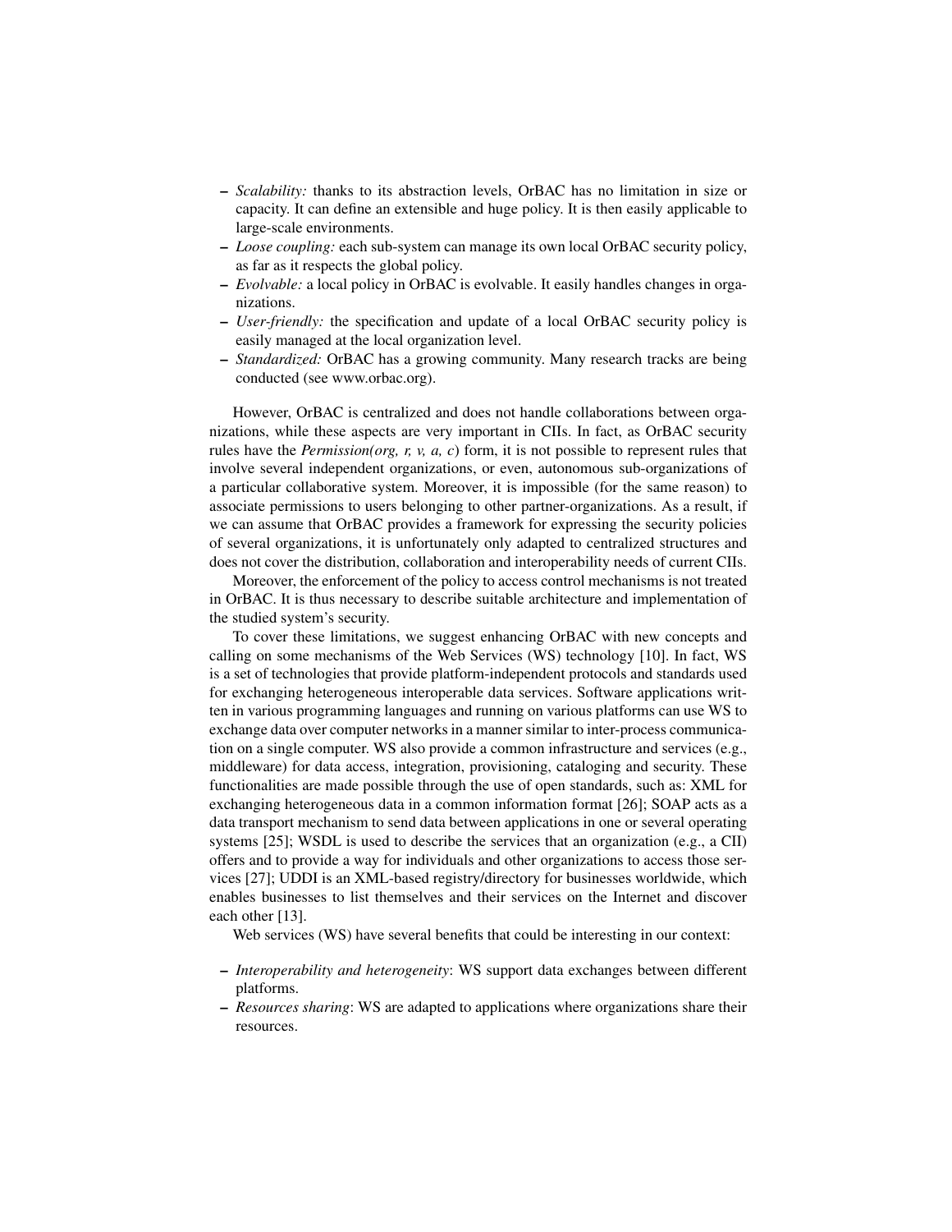- *Scalability:* thanks to its abstraction levels, OrBAC has no limitation in size or capacity. It can define an extensible and huge policy. It is then easily applicable to large-scale environments.
- *Loose coupling:* each sub-system can manage its own local OrBAC security policy, as far as it respects the global policy.
- *Evolvable:* a local policy in OrBAC is evolvable. It easily handles changes in organizations.
- *User-friendly:* the specification and update of a local OrBAC security policy is easily managed at the local organization level.
- *Standardized:* OrBAC has a growing community. Many research tracks are being conducted (see www.orbac.org).

However, OrBAC is centralized and does not handle collaborations between organizations, while these aspects are very important in CIIs. In fact, as OrBAC security rules have the *Permission(org, r, v, a, c)* form, it is not possible to represent rules that involve several independent organizations, or even, autonomous sub-organizations of a particular collaborative system. Moreover, it is impossible (for the same reason) to associate permissions to users belonging to other partner-organizations. As a result, if we can assume that OrBAC provides a framework for expressing the security policies of several organizations, it is unfortunately only adapted to centralized structures and does not cover the distribution, collaboration and interoperability needs of current CIIs.

Moreover, the enforcement of the policy to access control mechanisms is not treated in OrBAC. It is thus necessary to describe suitable architecture and implementation of the studied system's security.

To cover these limitations, we suggest enhancing OrBAC with new concepts and calling on some mechanisms of the Web Services (WS) technology [10]. In fact, WS is a set of technologies that provide platform-independent protocols and standards used for exchanging heterogeneous interoperable data services. Software applications written in various programming languages and running on various platforms can use WS to exchange data over computer networks in a manner similar to inter-process communication on a single computer. WS also provide a common infrastructure and services (e.g., middleware) for data access, integration, provisioning, cataloging and security. These functionalities are made possible through the use of open standards, such as: XML for exchanging heterogeneous data in a common information format [26]; SOAP acts as a data transport mechanism to send data between applications in one or several operating systems [25]; WSDL is used to describe the services that an organization (e.g., a CII) offers and to provide a way for individuals and other organizations to access those services [27]; UDDI is an XML-based registry/directory for businesses worldwide, which enables businesses to list themselves and their services on the Internet and discover each other [13].

Web services (WS) have several benefits that could be interesting in our context:

- *Interoperability and heterogeneity*: WS support data exchanges between different platforms.
- *Resources sharing*: WS are adapted to applications where organizations share their resources.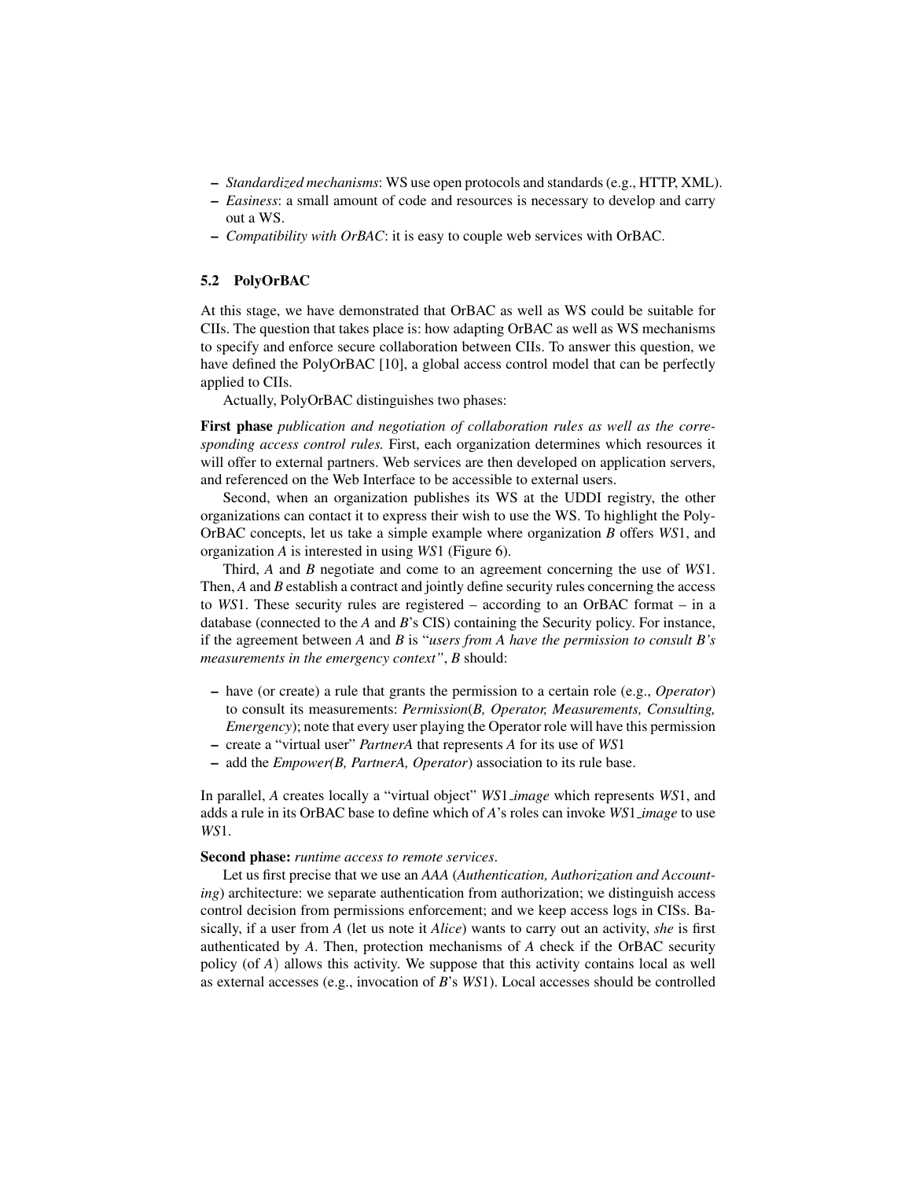- *Standardized mechanisms*: WS use open protocols and standards (e.g., HTTP, XML).
- *Easiness*: a small amount of code and resources is necessary to develop and carry out a WS.
- *Compatibility with OrBAC*: it is easy to couple web services with OrBAC.

### 5.2 PolyOrBAC

At this stage, we have demonstrated that OrBAC as well as WS could be suitable for CIIs. The question that takes place is: how adapting OrBAC as well as WS mechanisms to specify and enforce secure collaboration between CIIs. To answer this question, we have defined the PolyOrBAC [10], a global access control model that can be perfectly applied to CIIs.

Actually, PolyOrBAC distinguishes two phases:

**First phase** *publication and negotiation of collaboration rules as well as the corresponding access control rules.* First, each organization determines which resources it will offer to external partners. Web services are then developed on application servers, and referenced on the Web Interface to be accessible to external users.

Second, when an organization publishes its WS at the UDDI registry, the other organizations can contact it to express their wish to use the WS. To highlight the PolyOrBAC concepts, let us take a simple example where organization *B* offers *WS*1, and organization *A* is interested in using *WS*1 (Figure 6).

Third, *A* and *B* negotiate and come to an agreement concerning the use of *WS*1. Then, *A* and *B* establish a contract and jointly define security rules concerning the access to *WS*1. These security rules are registered – according to an OrBAC format – in a database (connected to the *A* and *B*'s CIS) containing the Security policy. For instance, if the agreement between *A* and *B* is "*users from A have the permission to consult B's measurements in the emergency context"*, *B* should:

- have (or create) a rule that grants the permission to a certain role (e.g., *Operator*) to consult its measurements: *Permission*(*B, Operator, Measurements, Consulting, Emergency*); note that every user playing the Operator role will have this permission
- create a "virtual user" *PartnerA* that represents *A* for its use of *WS*1
- add the *Empower(B, PartnerA, Operator*) association to its rule base.

In parallel, *A* creates locally a "virtual object" *WS*1*_image* which represents *WS*1, and adds a rule in its OrBAC base to define which of *A*'s roles can invoke *WS*1*_image* to use *WS*1.

**Second phase:** *runtime access to remote services*.

Let us first precise that we use an *AAA* (*Authentication, Authorization and Accounting*) architecture: we separate authentication from authorization; we distinguish access control decision from permissions enforcement; and we keep access logs in CISs. Basically, if a user from *A* (let us note it *Alice*) wants to carry out an activity, *she* is first authenticated by *A*. Then, protection mechanisms of *A* check if the OrBAC security policy (of *A*) allows this activity. We suppose that this activity contains local as well as external accesses (e.g., invocation of *B*'s *WS*1). Local accesses should be controlled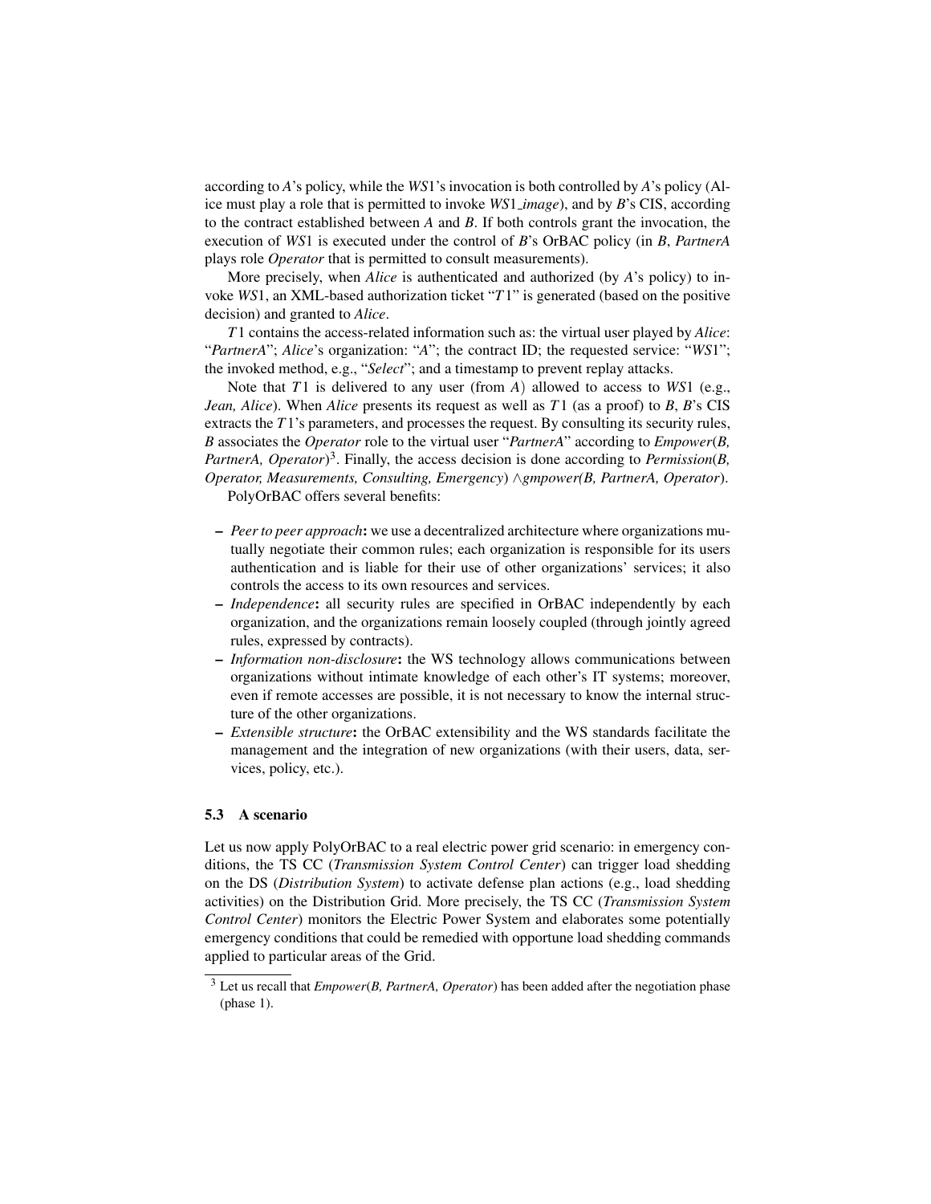according to *A*'s policy, while the *WS*1's invocation is both controlled by *A*'s policy (Alice must play a role that is permitted to invoke *WS*1_*image*), and by *B*'s CIS, according to the contract established between *A* and *B*. If both controls grant the invocation, the execution of *WS*1 is executed under the control of *B*'s OrBAC policy (in *B*, *PartnerA* plays role *Operator* that is permitted to consult measurements).

More precisely, when *Alice* is authenticated and authorized (by *A*'s policy) to invoke *WS*1, an XML-based authorization ticket "*T*1" is generated (based on the positive decision) and granted to *Alice*.

*T*1 contains the access-related information such as: the virtual user played by *Alice*: "*PartnerA*"; *Alice*'s organization: "*A*"; the contract ID; the requested service: "*WS*1"; the invoked method, e.g., "*Select*"; and a timestamp to prevent replay attacks.

Note that *T*1 is delivered to any user (from *A*) allowed to access to *WS*1 (e.g., *Jean, Alice*). When *Alice* presents its request as well as *T*1 (as a proof) to *B*, *B*'s CIS extracts the *T*1's parameters, and processes the request. By consulting its security rules, *B* associates the *Operator* role to the virtual user "*PartnerA*" according to *Empower*(*B, PartnerA, Operator*)[3]. Finally, the access decision is done according to *Permission*(*B, Operator, Measurements, Consulting, Emergency*) $\wedge$*gmpower(B, PartnerA, Operator*).

PolyOrBAC offers several benefits:

- *Peer to peer approach*: we use a decentralized architecture where organizations mutually negotiate their common rules; each organization is responsible for its users authentication and is liable for their use of other organizations' services; it also controls the access to its own resources and services.
- *Independence*: all security rules are specified in OrBAC independently by each organization, and the organizations remain loosely coupled (through jointly agreed rules, expressed by contracts).
- *Information non-disclosure*: the WS technology allows communications between organizations without intimate knowledge of each other's IT systems; moreover, even if remote accesses are possible, it is not necessary to know the internal structure of the other organizations.
- *Extensible structure*: the OrBAC extensibility and the WS standards facilitate the management and the integration of new organizations (with their users, data, services, policy, etc.).

### 5.3 A scenario

Let us now apply PolyOrBAC to a real electric power grid scenario: in emergency conditions, the TS CC (*Transmission System Control Center*) can trigger load shedding on the DS (*Distribution System*) to activate defense plan actions (e.g., load shedding activities) on the Distribution Grid. More precisely, the TS CC (*Transmission System Control Center*) monitors the Electric Power System and elaborates some potentially emergency conditions that could be remedied with opportune load shedding commands applied to particular areas of the Grid.

[3] Let us recall that *Empower*(*B, PartnerA, Operator*) has been added after the negotiation phase (phase 1).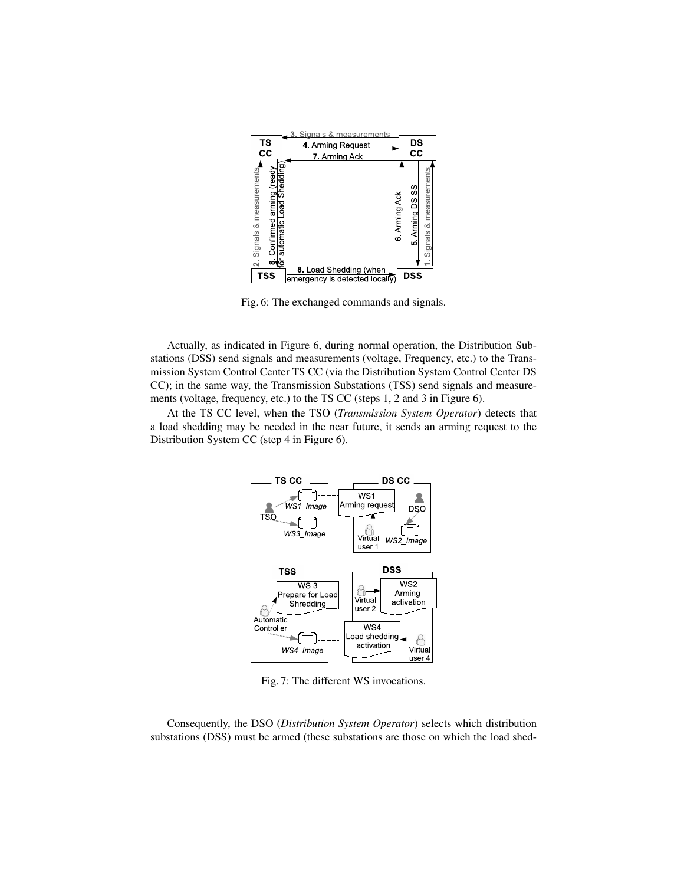Fig. 6: The exchanged commands and signals.

Actually, as indicated in Figure 6, during normal operation, the Distribution Substations (DSS) send signals and measurements (voltage, Frequency, etc.) to the Transmission System Control Center TS CC (via the Distribution System Control Center DS CC); in the same way, the Transmission Substations (TSS) send signals and measurements (voltage, frequency, etc.) to the TS CC (steps 1, 2 and 3 in Figure 6).

At the TS CC level, when the TSO (*Transmission System Operator*) detects that a load shedding may be needed in the near future, it sends an arming request to the Distribution System CC (step 4 in Figure 6).

Fig. 7: The different WS invocations.

Consequently, the DSO (*Distribution System Operator*) selects which distribution substations (DSS) must be armed (these substations are those on which the load shed-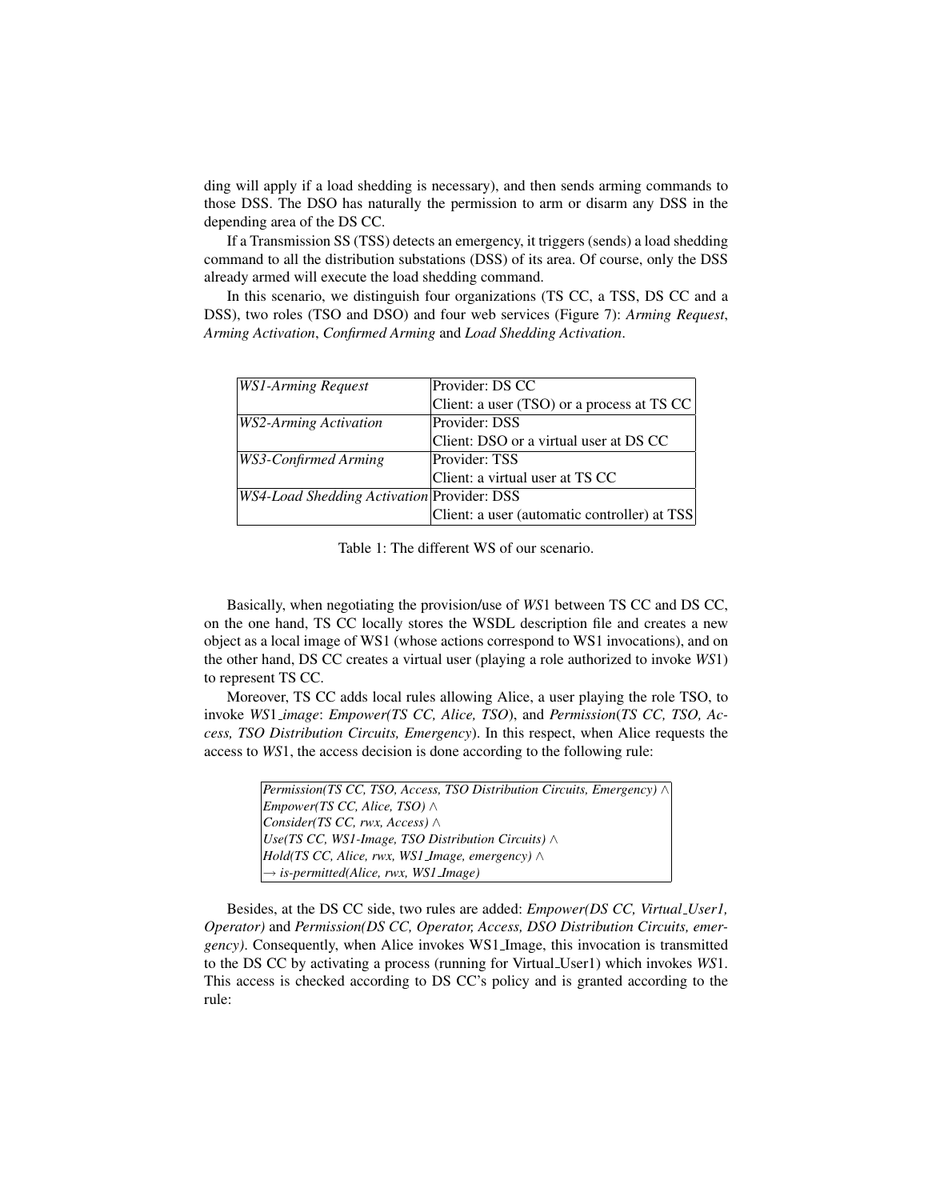ding will apply if a load shedding is necessary), and then sends arming commands to those DSS. The DSO has naturally the permission to arm or disarm any DSS in the depending area of the DS CC.

If a Transmission SS (TSS) detects an emergency, it triggers (sends) a load shedding command to all the distribution substations (DSS) of its area. Of course, only the DSS already armed will execute the load shedding command.

In this scenario, we distinguish four organizations (TS CC, a TSS, DS CC and a DSS), two roles (TSO and DSO) and four web services (Figure 7): *Arming Request*, *Arming Activation*, *Confirmed Arming* and *Load Shedding Activation*.

| | |
|---|---|
| *WS1-Arming Request* | Provider: DS CC |
| | Client: a user (TSO) or a process at TS CC |
| *WS2-Arming Activation* | Provider: DSS |
| | Client: DSO or a virtual user at DS CC |
| *WS3-Confirmed Arming* | Provider: TSS |
| | Client: a virtual user at TS CC |
| *WS4-Load Shedding Activation* | Provider: DSS |
| | Client: a user (automatic controller) at TSS |

Table 1: The different WS of our scenario.

Basically, when negotiating the provision/use of *WS*1 between TS CC and DS CC, on the one hand, TS CC locally stores the WSDL description file and creates a new object as a local image of WS1 (whose actions correspond to WS1 invocations), and on the other hand, DS CC creates a virtual user (playing a role authorized to invoke *WS*1) to represent TS CC.

Moreover, TS CC adds local rules allowing Alice, a user playing the role TSO, to invoke *WS*1_*image*: *Empower(TS CC, Alice, TSO)*, and *Permission*(*TS CC, TSO, Access, TSO Distribution Circuits, Emergency*). In this respect, when Alice requests the access to *WS*1, the access decision is done according to the following rule:

*Permission(TS CC, TSO, Access, TSO Distribution Circuits, Emergency)* $\wedge$
*Empower(TS CC, Alice, TSO)* $\wedge$
*Consider(TS CC, rwx, Access)* $\wedge$
*Use(TS CC, WS1-Image, TSO Distribution Circuits)* $\wedge$
*Hold(TS CC, Alice, rwx, WS1_Image, emergency)* $\wedge$
$\rightarrow$ *is-permitted(Alice, rwx, WS1_Image)*

Besides, at the DS CC side, two rules are added: *Empower(DS CC, Virtual_User1, Operator)* and *Permission(DS CC, Operator, Access, DSO Distribution Circuits, emergency)*. Consequently, when Alice invokes WS1_Image, this invocation is transmitted to the DS CC by activating a process (running for Virtual_User1) which invokes *WS*1. This access is checked according to DS CC's policy and is granted according to the rule: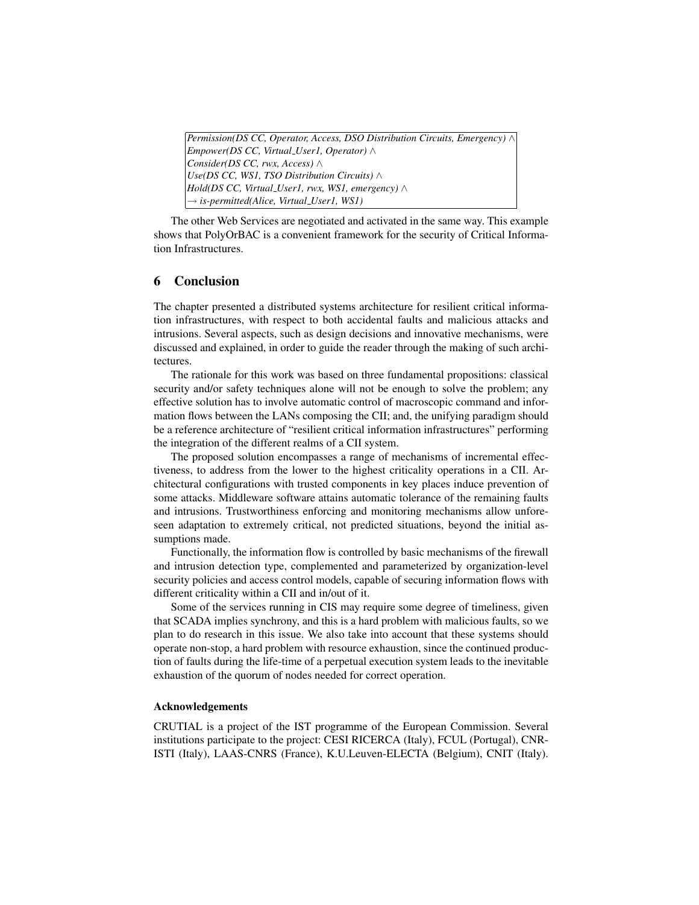*Permission(DS CC, Operator, Access, DSO Distribution Circuits, Emergency)* ∧
*Empower(DS CC, Virtual_User1, Operator)* ∧
*Consider(DS CC, rwx, Access)* ∧
*Use(DS CC, WS1, TSO Distribution Circuits)* ∧
*Hold(DS CC, Virtual_User1, rwx, WS1, emergency)* ∧
→ *is-permitted(Alice, Virtual_User1, WS1)*

The other Web Services are negotiated and activated in the same way. This example shows that PolyOrBAC is a convenient framework for the security of Critical Information Infrastructures.

## 6 Conclusion

The chapter presented a distributed systems architecture for resilient critical information infrastructures, with respect to both accidental faults and malicious attacks and intrusions. Several aspects, such as design decisions and innovative mechanisms, were discussed and explained, in order to guide the reader through the making of such architectures.

The rationale for this work was based on three fundamental propositions: classical security and/or safety techniques alone will not be enough to solve the problem; any effective solution has to involve automatic control of macroscopic command and information flows between the LANs composing the CII; and, the unifying paradigm should be a reference architecture of "resilient critical information infrastructures" performing the integration of the different realms of a CII system.

The proposed solution encompasses a range of mechanisms of incremental effectiveness, to address from the lower to the highest criticality operations in a CII. Architectural configurations with trusted components in key places induce prevention of some attacks. Middleware software attains automatic tolerance of the remaining faults and intrusions. Trustworthiness enforcing and monitoring mechanisms allow unforeseen adaptation to extremely critical, not predicted situations, beyond the initial assumptions made.

Functionally, the information flow is controlled by basic mechanisms of the firewall and intrusion detection type, complemented and parameterized by organization-level security policies and access control models, capable of securing information flows with different criticality within a CII and in/out of it.

Some of the services running in CIS may require some degree of timeliness, given that SCADA implies synchrony, and this is a hard problem with malicious faults, so we plan to do research in this issue. We also take into account that these systems should operate non-stop, a hard problem with resource exhaustion, since the continued production of faults during the life-time of a perpetual execution system leads to the inevitable exhaustion of the quorum of nodes needed for correct operation.

#### Acknowledgements

CRUTIAL is a project of the IST programme of the European Commission. Several institutions participate to the project: CESI RICERCA (Italy), FCUL (Portugal), CNR-ISTI (Italy), LAAS-CNRS (France), K.U.Leuven-ELECTA (Belgium), CNIT (Italy).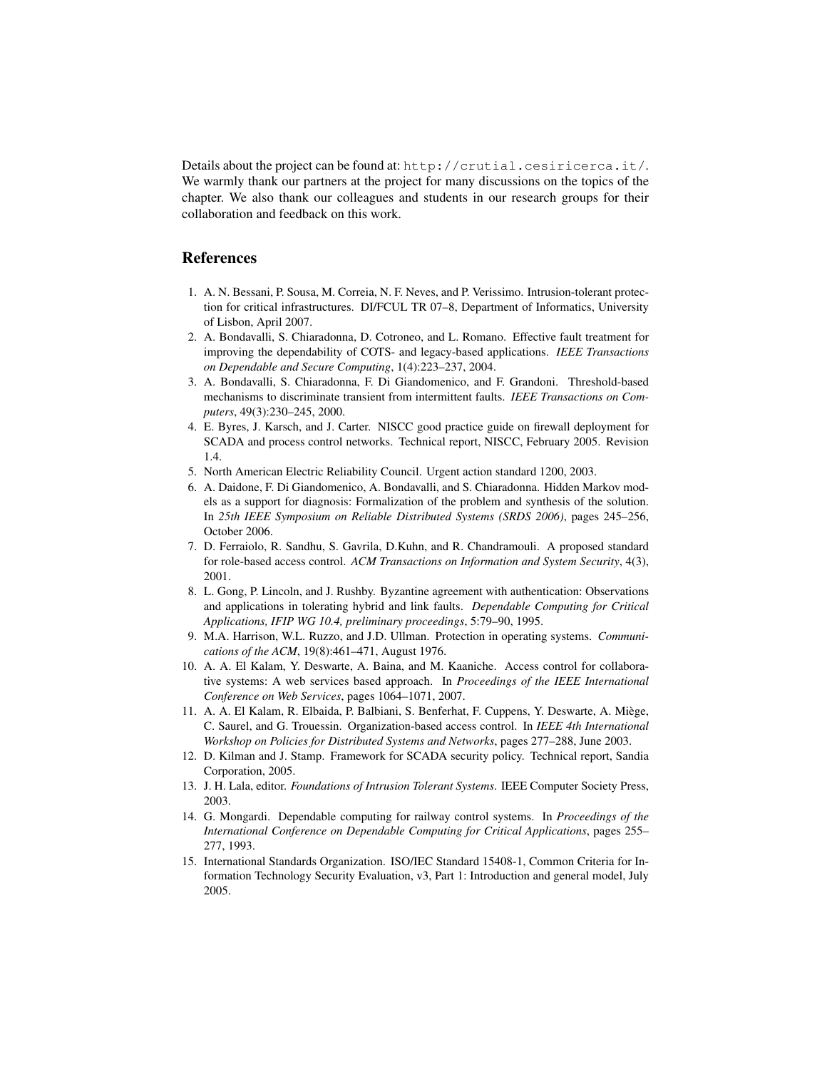Details about the project can be found at: `http://crutial.cesiricerca.it/`. We warmly thank our partners at the project for many discussions on the topics of the chapter. We also thank our colleagues and students in our research groups for their collaboration and feedback on this work.

## References

1. A. N. Bessani, P. Sousa, M. Correia, N. F. Neves, and P. Verissimo. Intrusion-tolerant protection for critical infrastructures. DI/FCUL TR 07–8, Department of Informatics, University of Lisbon, April 2007.
2. A. Bondavalli, S. Chiaradonna, D. Cotroneo, and L. Romano. Effective fault treatment for improving the dependability of COTS- and legacy-based applications. *IEEE Transactions on Dependable and Secure Computing*, 1(4):223–237, 2004.
3. A. Bondavalli, S. Chiaradonna, F. Di Giandomenico, and F. Grandoni. Threshold-based mechanisms to discriminate transient from intermittent faults. *IEEE Transactions on Computers*, 49(3):230–245, 2000.
4. E. Byres, J. Karsch, and J. Carter. NISCC good practice guide on firewall deployment for SCADA and process control networks. Technical report, NISCC, February 2005. Revision 1.4.
5. North American Electric Reliability Council. Urgent action standard 1200, 2003.
6. A. Daidone, F. Di Giandomenico, A. Bondavalli, and S. Chiaradonna. Hidden Markov models as a support for diagnosis: Formalization of the problem and synthesis of the solution. In *25th IEEE Symposium on Reliable Distributed Systems (SRDS 2006)*, pages 245–256, October 2006.
7. D. Ferraiolo, R. Sandhu, S. Gavrila, D.Kuhn, and R. Chandramouli. A proposed standard for role-based access control. *ACM Transactions on Information and System Security*, 4(3), 2001.
8. L. Gong, P. Lincoln, and J. Rushby. Byzantine agreement with authentication: Observations and applications in tolerating hybrid and link faults. *Dependable Computing for Critical Applications, IFIP WG 10.4, preliminary proceedings*, 5:79–90, 1995.
9. M.A. Harrison, W.L. Ruzzo, and J.D. Ullman. Protection in operating systems. *Communications of the ACM*, 19(8):461–471, August 1976.
10. A. A. El Kalam, Y. Deswarte, A. Baina, and M. Kaaniche. Access control for collaborative systems: A web services based approach. In *Proceedings of the IEEE International Conference on Web Services*, pages 1064–1071, 2007.
11. A. A. El Kalam, R. Elbaida, P. Balbiani, S. Benferhat, F. Cuppens, Y. Deswarte, A. Miège, C. Saurel, and G. Trouessin. Organization-based access control. In *IEEE 4th International Workshop on Policies for Distributed Systems and Networks*, pages 277–288, June 2003.
12. D. Kilman and J. Stamp. Framework for SCADA security policy. Technical report, Sandia Corporation, 2005.
13. J. H. Lala, editor. *Foundations of Intrusion Tolerant Systems*. IEEE Computer Society Press, 2003.
14. G. Mongardi. Dependable computing for railway control systems. In *Proceedings of the International Conference on Dependable Computing for Critical Applications*, pages 255–277, 1993.
15. International Standards Organization. ISO/IEC Standard 15408-1, Common Criteria for Information Technology Security Evaluation, v3, Part 1: Introduction and general model, July 2005.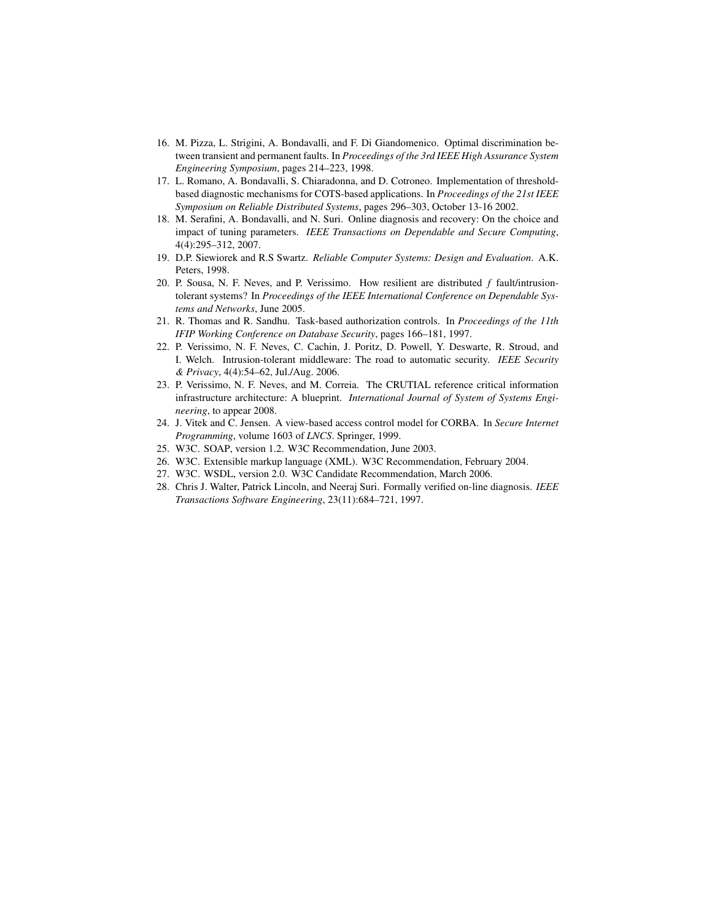16. M. Pizza, L. Strigini, A. Bondavalli, and F. Di Giandomenico. Optimal discrimination between transient and permanent faults. In *Proceedings of the 3rd IEEE High Assurance System Engineering Symposium*, pages 214–223, 1998.
17. L. Romano, A. Bondavalli, S. Chiaradonna, and D. Cotroneo. Implementation of threshold-based diagnostic mechanisms for COTS-based applications. In *Proceedings of the 21st IEEE Symposium on Reliable Distributed Systems*, pages 296–303, October 13-16 2002.
18. M. Serafini, A. Bondavalli, and N. Suri. Online diagnosis and recovery: On the choice and impact of tuning parameters. *IEEE Transactions on Dependable and Secure Computing*, 4(4):295–312, 2007.
19. D.P. Siewiorek and R.S Swartz. *Reliable Computer Systems: Design and Evaluation*. A.K. Peters, 1998.
20. P. Sousa, N. F. Neves, and P. Verissimo. How resilient are distributed $f$ fault/intrusion-tolerant systems? In *Proceedings of the IEEE International Conference on Dependable Systems and Networks*, June 2005.
21. R. Thomas and R. Sandhu. Task-based authorization controls. In *Proceedings of the 11th IFIP Working Conference on Database Security*, pages 166–181, 1997.
22. P. Verissimo, N. F. Neves, C. Cachin, J. Poritz, D. Powell, Y. Deswarte, R. Stroud, and I. Welch. Intrusion-tolerant middleware: The road to automatic security. *IEEE Security & Privacy*, 4(4):54–62, Jul./Aug. 2006.
23. P. Verissimo, N. F. Neves, and M. Correia. The CRUTIAL reference critical information infrastructure architecture: A blueprint. *International Journal of System of Systems Engineering*, to appear 2008.
24. J. Vitek and C. Jensen. A view-based access control model for CORBA. In *Secure Internet Programming*, volume 1603 of *LNCS*. Springer, 1999.
25. W3C. SOAP, version 1.2. W3C Recommendation, June 2003.
26. W3C. Extensible markup language (XML). W3C Recommendation, February 2004.
27. W3C. WSDL, version 2.0. W3C Candidate Recommendation, March 2006.
28. Chris J. Walter, Patrick Lincoln, and Neeraj Suri. Formally verified on-line diagnosis. *IEEE Transactions Software Engineering*, 23(11):684–721, 1997.